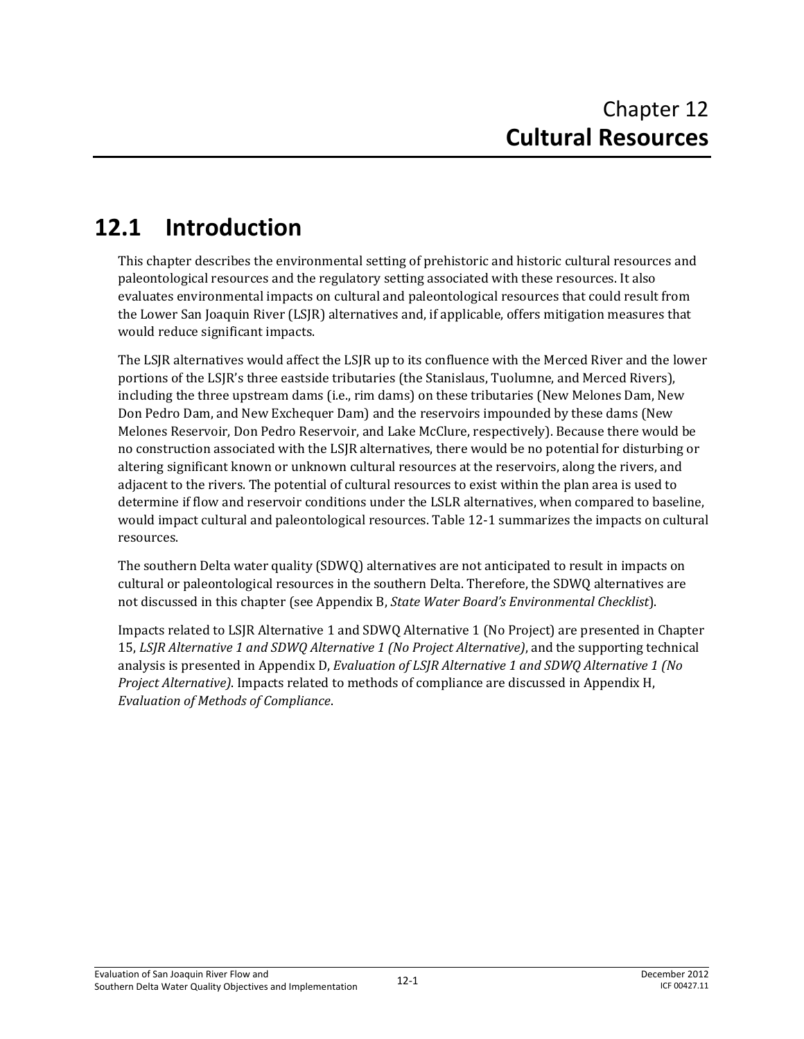# Chapter 12
# **Cultural Resources**

## 12.1 Introduction

This chapter describes the environmental setting of prehistoric and historic cultural resources and paleontological resources and the regulatory setting associated with these resources. It also evaluates environmental impacts on cultural and paleontological resources that could result from the Lower San Joaquin River (LSJR) alternatives and, if applicable, offers mitigation measures that would reduce significant impacts.

The LSJR alternatives would affect the LSJR up to its confluence with the Merced River and the lower portions of the LSJR's three eastside tributaries (the Stanislaus, Tuolumne, and Merced Rivers), including the three upstream dams (i.e., rim dams) on these tributaries (New Melones Dam, New Don Pedro Dam, and New Exchequer Dam) and the reservoirs impounded by these dams (New Melones Reservoir, Don Pedro Reservoir, and Lake McClure, respectively). Because there would be no construction associated with the LSJR alternatives, there would be no potential for disturbing or altering significant known or unknown cultural resources at the reservoirs, along the rivers, and adjacent to the rivers. The potential of cultural resources to exist within the plan area is used to determine if flow and reservoir conditions under the LSLR alternatives, when compared to baseline, would impact cultural and paleontological resources. Table 12-1 summarizes the impacts on cultural resources.

The southern Delta water quality (SDWQ) alternatives are not anticipated to result in impacts on cultural or paleontological resources in the southern Delta. Therefore, the SDWQ alternatives are not discussed in this chapter (see Appendix B, *State Water Board's Environmental Checklist*).

Impacts related to LSJR Alternative 1 and SDWQ Alternative 1 (No Project) are presented in Chapter 15, *LSJR Alternative 1 and SDWQ Alternative 1 (No Project Alternative)*, and the supporting technical analysis is presented in Appendix D, *Evaluation of LSJR Alternative 1 and SDWQ Alternative 1 (No Project Alternative)*. Impacts related to methods of compliance are discussed in Appendix H, *Evaluation of Methods of Compliance*.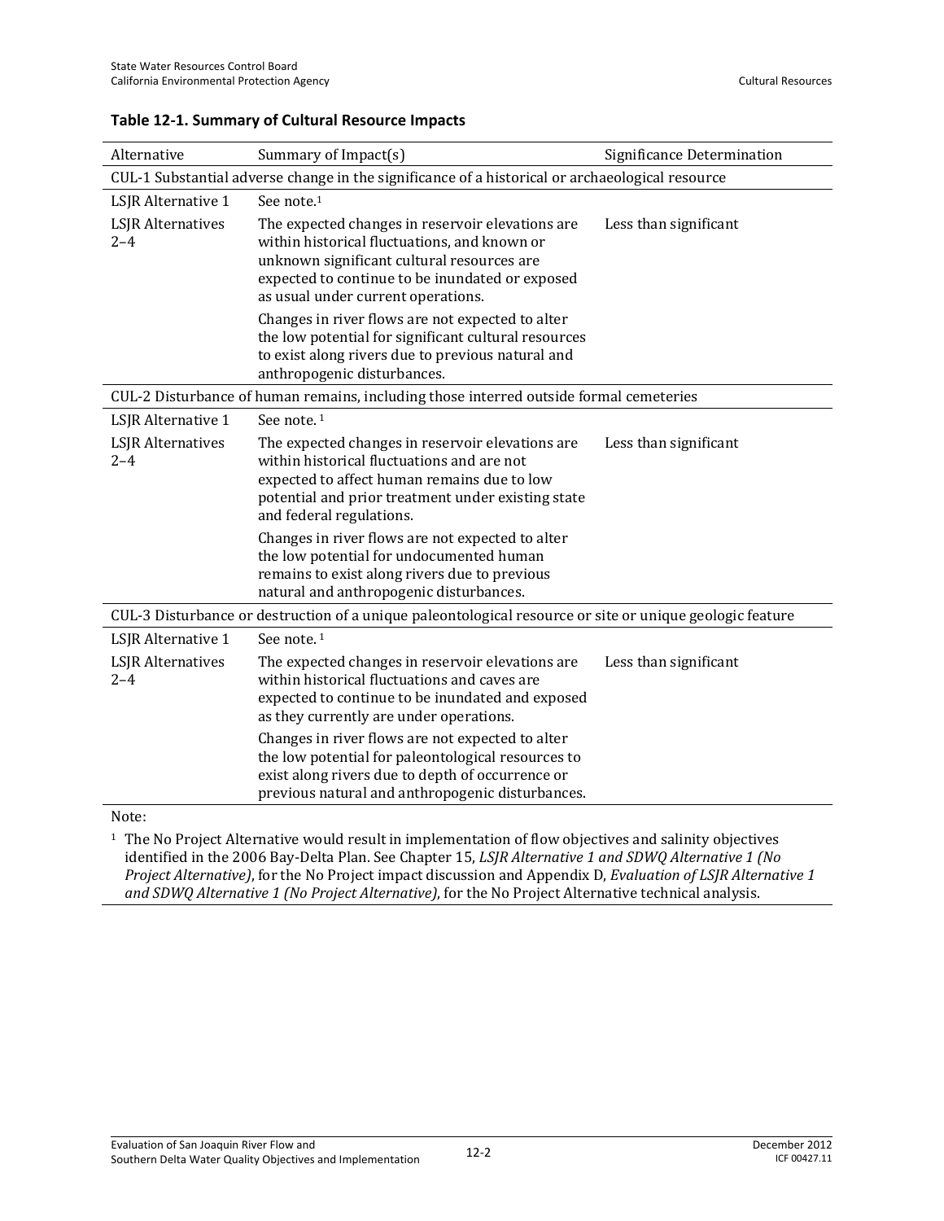**Table 12-1. Summary of Cultural Resource Impacts**

| Alternative | Summary of Impact(s) | Significance Determination |
|---|---|---|
| CUL-1 Substantial adverse change in the significance of a historical or archaeological resource | | |
| LSJR Alternative 1 | See note.[1] | |
| LSJR Alternatives 2–4 | The expected changes in reservoir elevations are within historical fluctuations, and known or unknown significant cultural resources are expected to continue to be inundated or exposed as usual under current operations.<br><br>Changes in river flows are not expected to alter the low potential for significant cultural resources to exist along rivers due to previous natural and anthropogenic disturbances. | Less than significant |
| CUL-2 Disturbance of human remains, including those interred outside formal cemeteries | | |
| LSJR Alternative 1 | See note. [1] | |
| LSJR Alternatives 2–4 | The expected changes in reservoir elevations are within historical fluctuations and are not expected to affect human remains due to low potential and prior treatment under existing state and federal regulations.<br><br>Changes in river flows are not expected to alter the low potential for undocumented human remains to exist along rivers due to previous natural and anthropogenic disturbances. | Less than significant |
| CUL-3 Disturbance or destruction of a unique paleontological resource or site or unique geologic feature | | |
| LSJR Alternative 1 | See note. [1] | |
| LSJR Alternatives 2–4 | The expected changes in reservoir elevations are within historical fluctuations and caves are expected to continue to be inundated and exposed as they currently are under operations.<br><br>Changes in river flows are not expected to alter the low potential for paleontological resources to exist along rivers due to depth of occurrence or previous natural and anthropogenic disturbances. | Less than significant |

Note:

[1] The No Project Alternative would result in implementation of flow objectives and salinity objectives identified in the 2006 Bay-Delta Plan. See Chapter 15, *LSJR Alternative 1 and SDWQ Alternative 1 (No Project Alternative)*, for the No Project impact discussion and Appendix D, *Evaluation of LSJR Alternative 1 and SDWQ Alternative 1 (No Project Alternative)*, for the No Project Alternative technical analysis.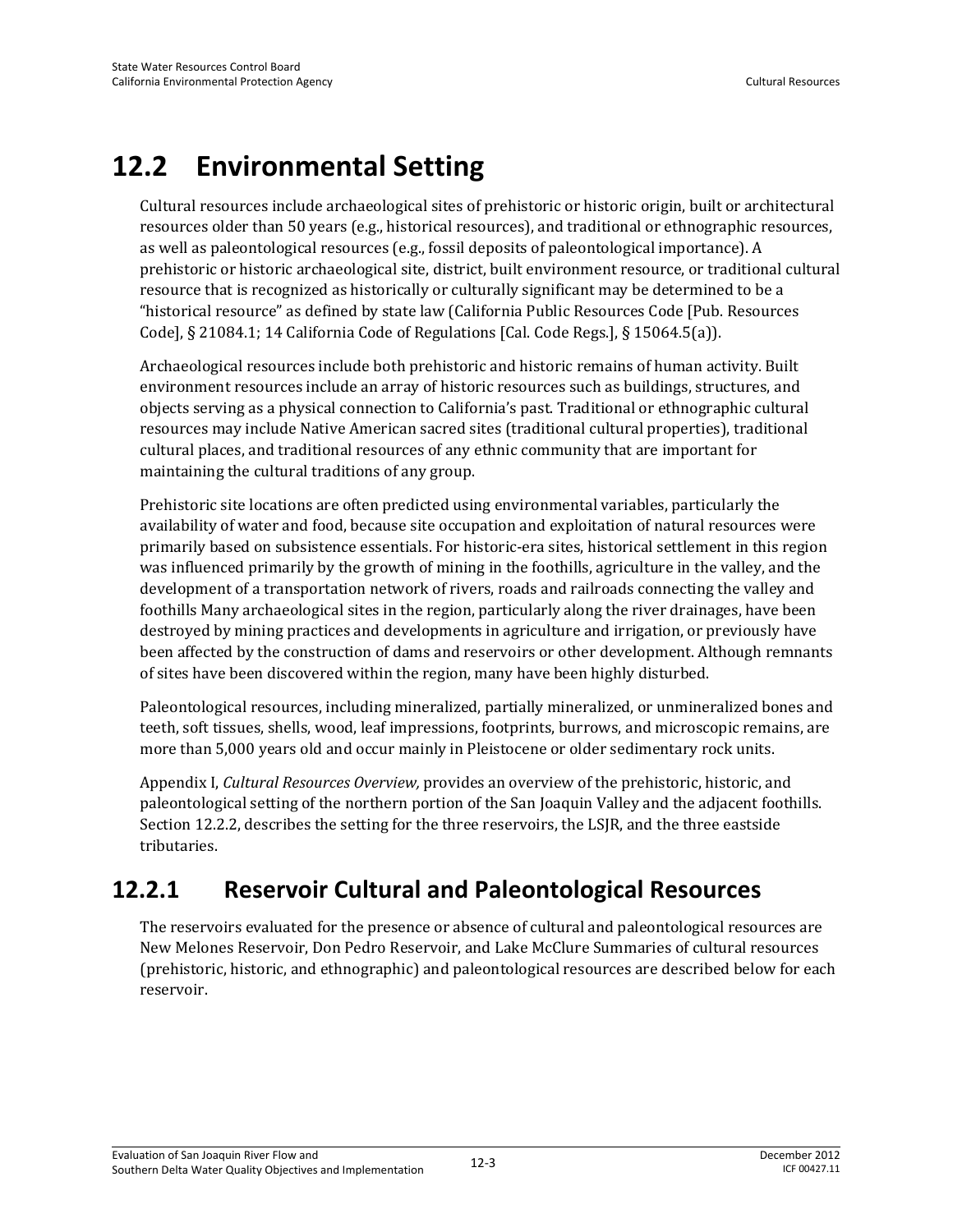# 12.2 Environmental Setting

Cultural resources include archaeological sites of prehistoric or historic origin, built or architectural resources older than 50 years (e.g., historical resources), and traditional or ethnographic resources, as well as paleontological resources (e.g., fossil deposits of paleontological importance). A prehistoric or historic archaeological site, district, built environment resource, or traditional cultural resource that is recognized as historically or culturally significant may be determined to be a "historical resource" as defined by state law (California Public Resources Code [Pub. Resources Code], § 21084.1; 14 California Code of Regulations [Cal. Code Regs.], § 15064.5(a)).

Archaeological resources include both prehistoric and historic remains of human activity. Built environment resources include an array of historic resources such as buildings, structures, and objects serving as a physical connection to California's past. Traditional or ethnographic cultural resources may include Native American sacred sites (traditional cultural properties), traditional cultural places, and traditional resources of any ethnic community that are important for maintaining the cultural traditions of any group.

Prehistoric site locations are often predicted using environmental variables, particularly the availability of water and food, because site occupation and exploitation of natural resources were primarily based on subsistence essentials. For historic-era sites, historical settlement in this region was influenced primarily by the growth of mining in the foothills, agriculture in the valley, and the development of a transportation network of rivers, roads and railroads connecting the valley and foothills Many archaeological sites in the region, particularly along the river drainages, have been destroyed by mining practices and developments in agriculture and irrigation, or previously have been affected by the construction of dams and reservoirs or other development. Although remnants of sites have been discovered within the region, many have been highly disturbed.

Paleontological resources, including mineralized, partially mineralized, or unmineralized bones and teeth, soft tissues, shells, wood, leaf impressions, footprints, burrows, and microscopic remains, are more than 5,000 years old and occur mainly in Pleistocene or older sedimentary rock units.

Appendix I, *Cultural Resources Overview,* provides an overview of the prehistoric, historic, and paleontological setting of the northern portion of the San Joaquin Valley and the adjacent foothills. Section 12.2.2, describes the setting for the three reservoirs, the LSJR, and the three eastside tributaries.

## 12.2.1 Reservoir Cultural and Paleontological Resources

The reservoirs evaluated for the presence or absence of cultural and paleontological resources are New Melones Reservoir, Don Pedro Reservoir, and Lake McClure Summaries of cultural resources (prehistoric, historic, and ethnographic) and paleontological resources are described below for each reservoir.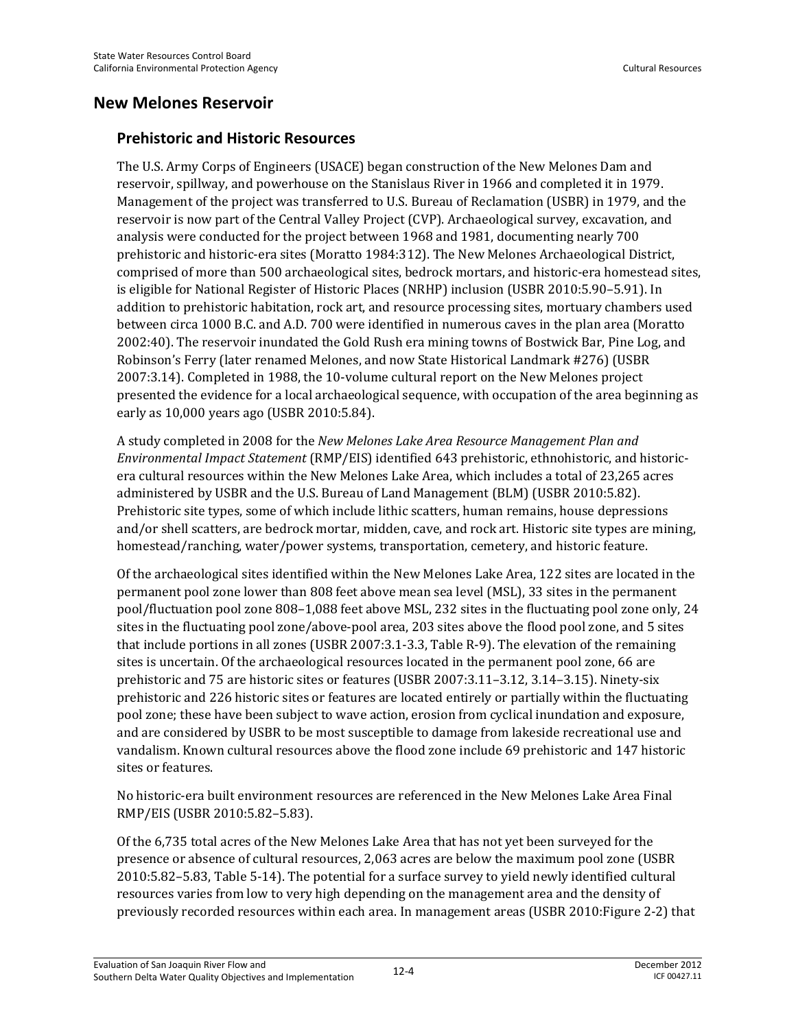## New Melones Reservoir

### Prehistoric and Historic Resources

The U.S. Army Corps of Engineers (USACE) began construction of the New Melones Dam and reservoir, spillway, and powerhouse on the Stanislaus River in 1966 and completed it in 1979. Management of the project was transferred to U.S. Bureau of Reclamation (USBR) in 1979, and the reservoir is now part of the Central Valley Project (CVP). Archaeological survey, excavation, and analysis were conducted for the project between 1968 and 1981, documenting nearly 700 prehistoric and historic-era sites (Moratto 1984:312). The New Melones Archaeological District, comprised of more than 500 archaeological sites, bedrock mortars, and historic-era homestead sites, is eligible for National Register of Historic Places (NRHP) inclusion (USBR 2010:5.90–5.91). In addition to prehistoric habitation, rock art, and resource processing sites, mortuary chambers used between circa 1000 B.C. and A.D. 700 were identified in numerous caves in the plan area (Moratto 2002:40). The reservoir inundated the Gold Rush era mining towns of Bostwick Bar, Pine Log, and Robinson's Ferry (later renamed Melones, and now State Historical Landmark #276) (USBR 2007:3.14). Completed in 1988, the 10-volume cultural report on the New Melones project presented the evidence for a local archaeological sequence, with occupation of the area beginning as early as 10,000 years ago (USBR 2010:5.84).

A study completed in 2008 for the *New Melones Lake Area Resource Management Plan and Environmental Impact Statement* (RMP/EIS) identified 643 prehistoric, ethnohistoric, and historic-era cultural resources within the New Melones Lake Area, which includes a total of 23,265 acres administered by USBR and the U.S. Bureau of Land Management (BLM) (USBR 2010:5.82). Prehistoric site types, some of which include lithic scatters, human remains, house depressions and/or shell scatters, are bedrock mortar, midden, cave, and rock art. Historic site types are mining, homestead/ranching, water/power systems, transportation, cemetery, and historic feature.

Of the archaeological sites identified within the New Melones Lake Area, 122 sites are located in the permanent pool zone lower than 808 feet above mean sea level (MSL), 33 sites in the permanent pool/fluctuation pool zone 808–1,088 feet above MSL, 232 sites in the fluctuating pool zone only, 24 sites in the fluctuating pool zone/above-pool area, 203 sites above the flood pool zone, and 5 sites that include portions in all zones (USBR 2007:3.1-3.3, Table R-9). The elevation of the remaining sites is uncertain. Of the archaeological resources located in the permanent pool zone, 66 are prehistoric and 75 are historic sites or features (USBR 2007:3.11–3.12, 3.14–3.15). Ninety-six prehistoric and 226 historic sites or features are located entirely or partially within the fluctuating pool zone; these have been subject to wave action, erosion from cyclical inundation and exposure, and are considered by USBR to be most susceptible to damage from lakeside recreational use and vandalism. Known cultural resources above the flood zone include 69 prehistoric and 147 historic sites or features.

No historic-era built environment resources are referenced in the New Melones Lake Area Final RMP/EIS (USBR 2010:5.82–5.83).

Of the 6,735 total acres of the New Melones Lake Area that has not yet been surveyed for the presence or absence of cultural resources, 2,063 acres are below the maximum pool zone (USBR 2010:5.82–5.83, Table 5-14). The potential for a surface survey to yield newly identified cultural resources varies from low to very high depending on the management area and the density of previously recorded resources within each area. In management areas (USBR 2010:Figure 2-2) that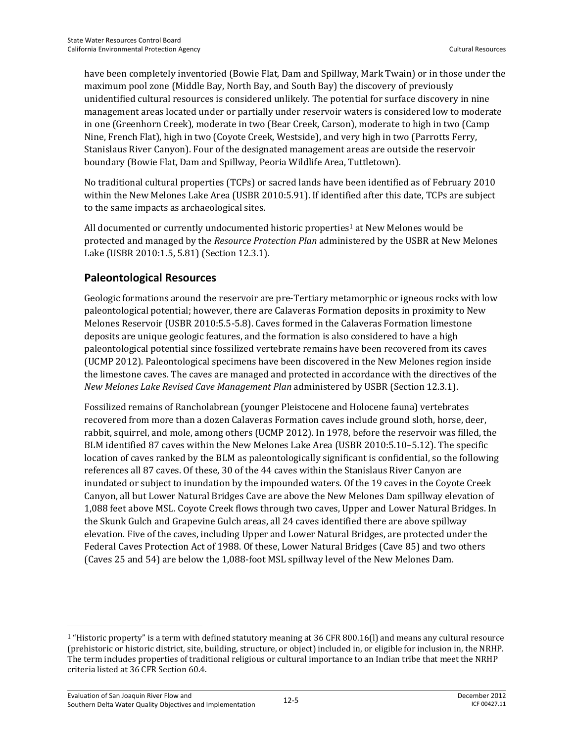have been completely inventoried (Bowie Flat, Dam and Spillway, Mark Twain) or in those under the maximum pool zone (Middle Bay, North Bay, and South Bay) the discovery of previously unidentified cultural resources is considered unlikely. The potential for surface discovery in nine management areas located under or partially under reservoir waters is considered low to moderate in one (Greenhorn Creek), moderate in two (Bear Creek, Carson), moderate to high in two (Camp Nine, French Flat), high in two (Coyote Creek, Westside), and very high in two (Parrotts Ferry, Stanislaus River Canyon). Four of the designated management areas are outside the reservoir boundary (Bowie Flat, Dam and Spillway, Peoria Wildlife Area, Tuttletown).

No traditional cultural properties (TCPs) or sacred lands have been identified as of February 2010 within the New Melones Lake Area (USBR 2010:5.91). If identified after this date, TCPs are subject to the same impacts as archaeological sites.

All documented or currently undocumented historic properties[1] at New Melones would be protected and managed by the *Resource Protection Plan* administered by the USBR at New Melones Lake (USBR 2010:1.5, 5.81) (Section 12.3.1).

## Paleontological Resources

Geologic formations around the reservoir are pre-Tertiary metamorphic or igneous rocks with low paleontological potential; however, there are Calaveras Formation deposits in proximity to New Melones Reservoir (USBR 2010:5.5-5.8). Caves formed in the Calaveras Formation limestone deposits are unique geologic features, and the formation is also considered to have a high paleontological potential since fossilized vertebrate remains have been recovered from its caves (UCMP 2012). Paleontological specimens have been discovered in the New Melones region inside the limestone caves. The caves are managed and protected in accordance with the directives of the *New Melones Lake Revised Cave Management Plan* administered by USBR (Section 12.3.1).

Fossilized remains of Rancholabrean (younger Pleistocene and Holocene fauna) vertebrates recovered from more than a dozen Calaveras Formation caves include ground sloth, horse, deer, rabbit, squirrel, and mole, among others (UCMP 2012). In 1978, before the reservoir was filled, the BLM identified 87 caves within the New Melones Lake Area (USBR 2010:5.10–5.12). The specific location of caves ranked by the BLM as paleontologically significant is confidential, so the following references all 87 caves. Of these, 30 of the 44 caves within the Stanislaus River Canyon are inundated or subject to inundation by the impounded waters. Of the 19 caves in the Coyote Creek Canyon, all but Lower Natural Bridges Cave are above the New Melones Dam spillway elevation of 1,088 feet above MSL. Coyote Creek flows through two caves, Upper and Lower Natural Bridges. In the Skunk Gulch and Grapevine Gulch areas, all 24 caves identified there are above spillway elevation. Five of the caves, including Upper and Lower Natural Bridges, are protected under the Federal Caves Protection Act of 1988. Of these, Lower Natural Bridges (Cave 85) and two others (Caves 25 and 54) are below the 1,088-foot MSL spillway level of the New Melones Dam.

---

[1] "Historic property" is a term with defined statutory meaning at 36 CFR 800.16(l) and means any cultural resource (prehistoric or historic district, site, building, structure, or object) included in, or eligible for inclusion in, the NRHP. The term includes properties of traditional religious or cultural importance to an Indian tribe that meet the NRHP criteria listed at 36 CFR Section 60.4.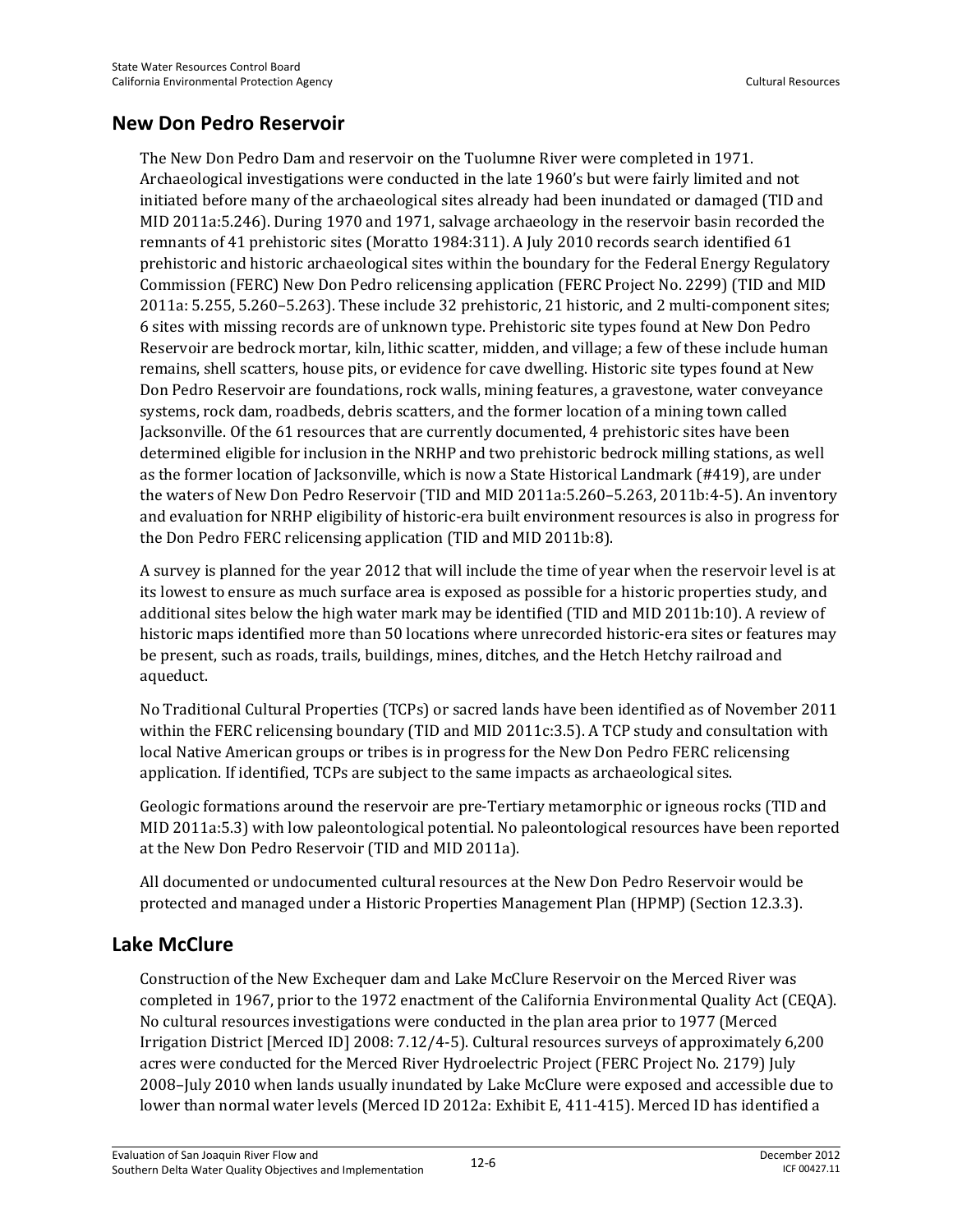## New Don Pedro Reservoir

The New Don Pedro Dam and reservoir on the Tuolumne River were completed in 1971. Archaeological investigations were conducted in the late 1960's but were fairly limited and not initiated before many of the archaeological sites already had been inundated or damaged (TID and MID 2011a:5.246). During 1970 and 1971, salvage archaeology in the reservoir basin recorded the remnants of 41 prehistoric sites (Moratto 1984:311). A July 2010 records search identified 61 prehistoric and historic archaeological sites within the boundary for the Federal Energy Regulatory Commission (FERC) New Don Pedro relicensing application (FERC Project No. 2299) (TID and MID 2011a: 5.255, 5.260–5.263). These include 32 prehistoric, 21 historic, and 2 multi-component sites; 6 sites with missing records are of unknown type. Prehistoric site types found at New Don Pedro Reservoir are bedrock mortar, kiln, lithic scatter, midden, and village; a few of these include human remains, shell scatters, house pits, or evidence for cave dwelling. Historic site types found at New Don Pedro Reservoir are foundations, rock walls, mining features, a gravestone, water conveyance systems, rock dam, roadbeds, debris scatters, and the former location of a mining town called Jacksonville. Of the 61 resources that are currently documented, 4 prehistoric sites have been determined eligible for inclusion in the NRHP and two prehistoric bedrock milling stations, as well as the former location of Jacksonville, which is now a State Historical Landmark (#419), are under the waters of New Don Pedro Reservoir (TID and MID 2011a:5.260–5.263, 2011b:4-5). An inventory and evaluation for NRHP eligibility of historic-era built environment resources is also in progress for the Don Pedro FERC relicensing application (TID and MID 2011b:8).

A survey is planned for the year 2012 that will include the time of year when the reservoir level is at its lowest to ensure as much surface area is exposed as possible for a historic properties study, and additional sites below the high water mark may be identified (TID and MID 2011b:10). A review of historic maps identified more than 50 locations where unrecorded historic-era sites or features may be present, such as roads, trails, buildings, mines, ditches, and the Hetch Hetchy railroad and aqueduct.

No Traditional Cultural Properties (TCPs) or sacred lands have been identified as of November 2011 within the FERC relicensing boundary (TID and MID 2011c:3.5). A TCP study and consultation with local Native American groups or tribes is in progress for the New Don Pedro FERC relicensing application. If identified, TCPs are subject to the same impacts as archaeological sites.

Geologic formations around the reservoir are pre-Tertiary metamorphic or igneous rocks (TID and MID 2011a:5.3) with low paleontological potential. No paleontological resources have been reported at the New Don Pedro Reservoir (TID and MID 2011a).

All documented or undocumented cultural resources at the New Don Pedro Reservoir would be protected and managed under a Historic Properties Management Plan (HPMP) (Section 12.3.3).

## Lake McClure

Construction of the New Exchequer dam and Lake McClure Reservoir on the Merced River was completed in 1967, prior to the 1972 enactment of the California Environmental Quality Act (CEQA). No cultural resources investigations were conducted in the plan area prior to 1977 (Merced Irrigation District [Merced ID] 2008: 7.12/4-5). Cultural resources surveys of approximately 6,200 acres were conducted for the Merced River Hydroelectric Project (FERC Project No. 2179) July 2008–July 2010 when lands usually inundated by Lake McClure were exposed and accessible due to lower than normal water levels (Merced ID 2012a: Exhibit E, 411-415). Merced ID has identified a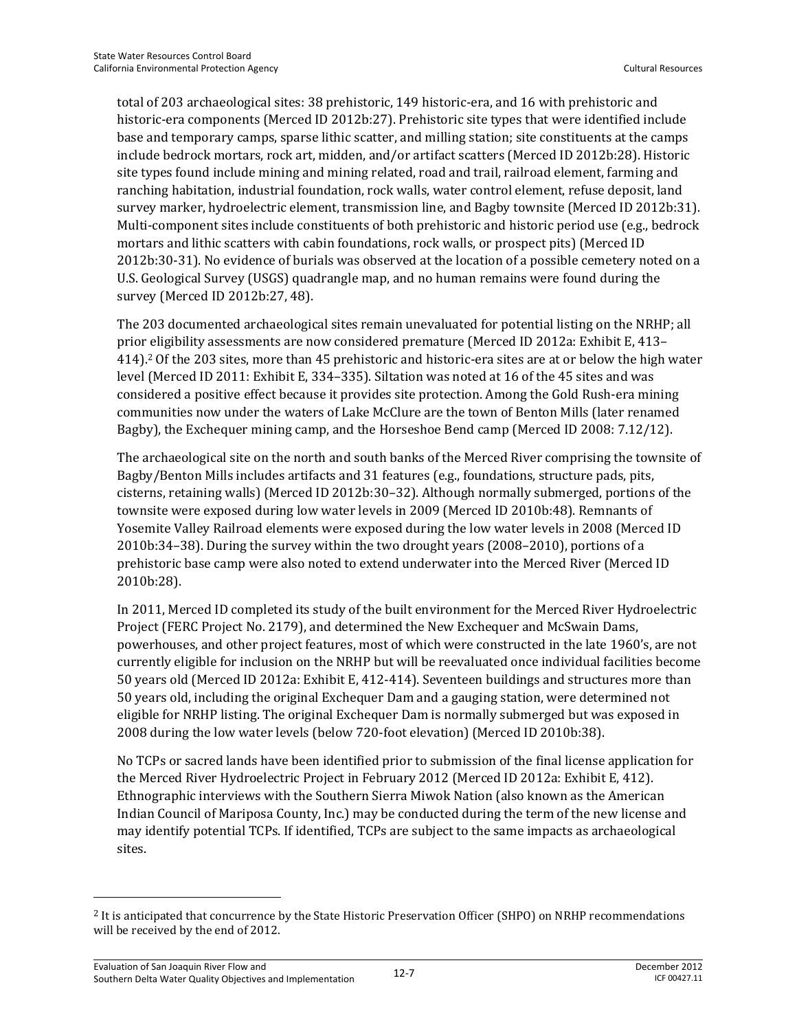total of 203 archaeological sites: 38 prehistoric, 149 historic-era, and 16 with prehistoric and historic-era components (Merced ID 2012b:27). Prehistoric site types that were identified include base and temporary camps, sparse lithic scatter, and milling station; site constituents at the camps include bedrock mortars, rock art, midden, and/or artifact scatters (Merced ID 2012b:28). Historic site types found include mining and mining related, road and trail, railroad element, farming and ranching habitation, industrial foundation, rock walls, water control element, refuse deposit, land survey marker, hydroelectric element, transmission line, and Bagby townsite (Merced ID 2012b:31). Multi-component sites include constituents of both prehistoric and historic period use (e.g., bedrock mortars and lithic scatters with cabin foundations, rock walls, or prospect pits) (Merced ID 2012b:30-31). No evidence of burials was observed at the location of a possible cemetery noted on a U.S. Geological Survey (USGS) quadrangle map, and no human remains were found during the survey (Merced ID 2012b:27, 48).

The 203 documented archaeological sites remain unevaluated for potential listing on the NRHP; all prior eligibility assessments are now considered premature (Merced ID 2012a: Exhibit E, 413–414).[2] Of the 203 sites, more than 45 prehistoric and historic-era sites are at or below the high water level (Merced ID 2011: Exhibit E, 334–335). Siltation was noted at 16 of the 45 sites and was considered a positive effect because it provides site protection. Among the Gold Rush-era mining communities now under the waters of Lake McClure are the town of Benton Mills (later renamed Bagby), the Exchequer mining camp, and the Horseshoe Bend camp (Merced ID 2008: 7.12/12).

The archaeological site on the north and south banks of the Merced River comprising the townsite of Bagby/Benton Mills includes artifacts and 31 features (e.g., foundations, structure pads, pits, cisterns, retaining walls) (Merced ID 2012b:30–32). Although normally submerged, portions of the townsite were exposed during low water levels in 2009 (Merced ID 2010b:48). Remnants of Yosemite Valley Railroad elements were exposed during the low water levels in 2008 (Merced ID 2010b:34–38). During the survey within the two drought years (2008–2010), portions of a prehistoric base camp were also noted to extend underwater into the Merced River (Merced ID 2010b:28).

In 2011, Merced ID completed its study of the built environment for the Merced River Hydroelectric Project (FERC Project No. 2179), and determined the New Exchequer and McSwain Dams, powerhouses, and other project features, most of which were constructed in the late 1960's, are not currently eligible for inclusion on the NRHP but will be reevaluated once individual facilities become 50 years old (Merced ID 2012a: Exhibit E, 412-414). Seventeen buildings and structures more than 50 years old, including the original Exchequer Dam and a gauging station, were determined not eligible for NRHP listing. The original Exchequer Dam is normally submerged but was exposed in 2008 during the low water levels (below 720-foot elevation) (Merced ID 2010b:38).

No TCPs or sacred lands have been identified prior to submission of the final license application for the Merced River Hydroelectric Project in February 2012 (Merced ID 2012a: Exhibit E, 412). Ethnographic interviews with the Southern Sierra Miwok Nation (also known as the American Indian Council of Mariposa County, Inc.) may be conducted during the term of the new license and may identify potential TCPs. If identified, TCPs are subject to the same impacts as archaeological sites.

---

[2] It is anticipated that concurrence by the State Historic Preservation Officer (SHPO) on NRHP recommendations will be received by the end of 2012.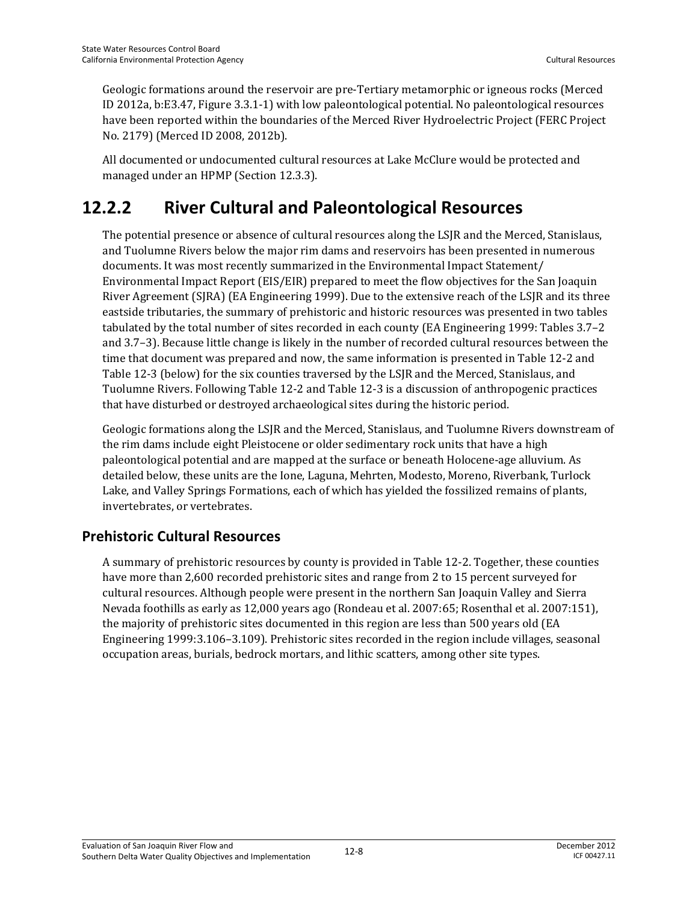Geologic formations around the reservoir are pre-Tertiary metamorphic or igneous rocks (Merced ID 2012a, b:E3.47, Figure 3.3.1-1) with low paleontological potential. No paleontological resources have been reported within the boundaries of the Merced River Hydroelectric Project (FERC Project No. 2179) (Merced ID 2008, 2012b).

All documented or undocumented cultural resources at Lake McClure would be protected and managed under an HPMP (Section 12.3.3).

## 12.2.2 River Cultural and Paleontological Resources

The potential presence or absence of cultural resources along the LSJR and the Merced, Stanislaus, and Tuolumne Rivers below the major rim dams and reservoirs has been presented in numerous documents. It was most recently summarized in the Environmental Impact Statement/ Environmental Impact Report (EIS/EIR) prepared to meet the flow objectives for the San Joaquin River Agreement (SJRA) (EA Engineering 1999). Due to the extensive reach of the LSJR and its three eastside tributaries, the summary of prehistoric and historic resources was presented in two tables tabulated by the total number of sites recorded in each county (EA Engineering 1999: Tables 3.7–2 and 3.7–3). Because little change is likely in the number of recorded cultural resources between the time that document was prepared and now, the same information is presented in Table 12-2 and Table 12-3 (below) for the six counties traversed by the LSJR and the Merced, Stanislaus, and Tuolumne Rivers. Following Table 12-2 and Table 12-3 is a discussion of anthropogenic practices that have disturbed or destroyed archaeological sites during the historic period.

Geologic formations along the LSJR and the Merced, Stanislaus, and Tuolumne Rivers downstream of the rim dams include eight Pleistocene or older sedimentary rock units that have a high paleontological potential and are mapped at the surface or beneath Holocene-age alluvium. As detailed below, these units are the Ione, Laguna, Mehrten, Modesto, Moreno, Riverbank, Turlock Lake, and Valley Springs Formations, each of which has yielded the fossilized remains of plants, invertebrates, or vertebrates.

### Prehistoric Cultural Resources

A summary of prehistoric resources by county is provided in Table 12-2. Together, these counties have more than 2,600 recorded prehistoric sites and range from 2 to 15 percent surveyed for cultural resources. Although people were present in the northern San Joaquin Valley and Sierra Nevada foothills as early as 12,000 years ago (Rondeau et al. 2007:65; Rosenthal et al. 2007:151), the majority of prehistoric sites documented in this region are less than 500 years old (EA Engineering 1999:3.106–3.109). Prehistoric sites recorded in the region include villages, seasonal occupation areas, burials, bedrock mortars, and lithic scatters, among other site types.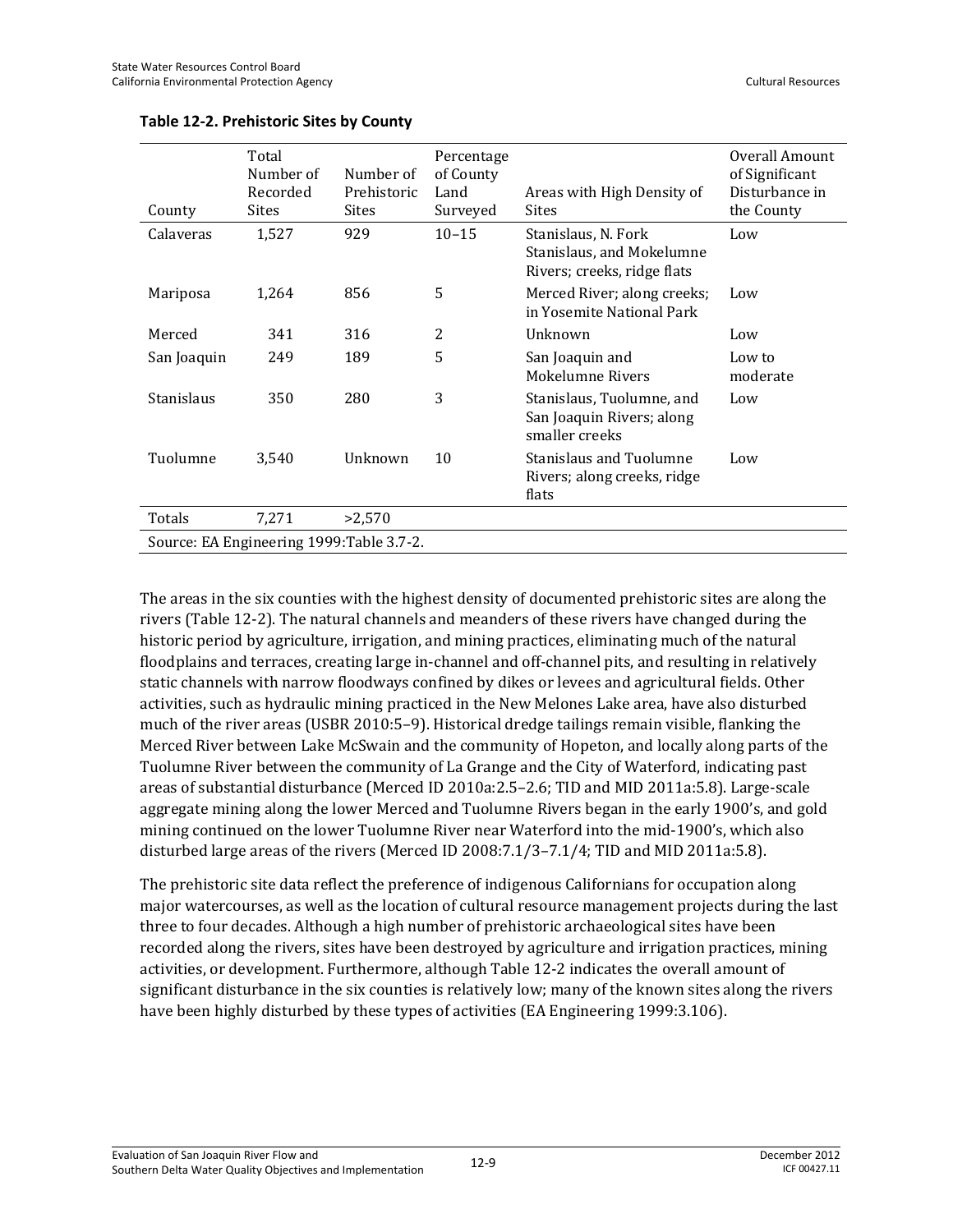**Table 12-2. Prehistoric Sites by County**

| County | Total Number of Recorded Sites | Number of Prehistoric Sites | Percentage of County Land Surveyed | Areas with High Density of Sites | Overall Amount of Significant Disturbance in the County |
|---|---|---|---|---|---|
| Calaveras | 1,527 | 929 | 10–15 | Stanislaus, N. Fork Stanislaus, and Mokelumne Rivers; creeks, ridge flats | Low |
| Mariposa | 1,264 | 856 | 5 | Merced River; along creeks; in Yosemite National Park | Low |
| Merced | 341 | 316 | 2 | Unknown | Low |
| San Joaquin | 249 | 189 | 5 | San Joaquin and Mokelumne Rivers | Low to moderate |
| Stanislaus | 350 | 280 | 3 | Stanislaus, Tuolumne, and San Joaquin Rivers; along smaller creeks | Low |
| Tuolumne | 3,540 | Unknown | 10 | Stanislaus and Tuolumne Rivers; along creeks, ridge flats | Low |
| Totals | 7,271 | >2,570 | | | |

Source: EA Engineering 1999:Table 3.7-2.

The areas in the six counties with the highest density of documented prehistoric sites are along the rivers (Table 12-2). The natural channels and meanders of these rivers have changed during the historic period by agriculture, irrigation, and mining practices, eliminating much of the natural floodplains and terraces, creating large in-channel and off-channel pits, and resulting in relatively static channels with narrow floodways confined by dikes or levees and agricultural fields. Other activities, such as hydraulic mining practiced in the New Melones Lake area, have also disturbed much of the river areas (USBR 2010:5–9). Historical dredge tailings remain visible, flanking the Merced River between Lake McSwain and the community of Hopeton, and locally along parts of the Tuolumne River between the community of La Grange and the City of Waterford, indicating past areas of substantial disturbance (Merced ID 2010a:2.5–2.6; TID and MID 2011a:5.8). Large-scale aggregate mining along the lower Merced and Tuolumne Rivers began in the early 1900's, and gold mining continued on the lower Tuolumne River near Waterford into the mid-1900's, which also disturbed large areas of the rivers (Merced ID 2008:7.1/3–7.1/4; TID and MID 2011a:5.8).

The prehistoric site data reflect the preference of indigenous Californians for occupation along major watercourses, as well as the location of cultural resource management projects during the last three to four decades. Although a high number of prehistoric archaeological sites have been recorded along the rivers, sites have been destroyed by agriculture and irrigation practices, mining activities, or development. Furthermore, although Table 12-2 indicates the overall amount of significant disturbance in the six counties is relatively low; many of the known sites along the rivers have been highly disturbed by these types of activities (EA Engineering 1999:3.106).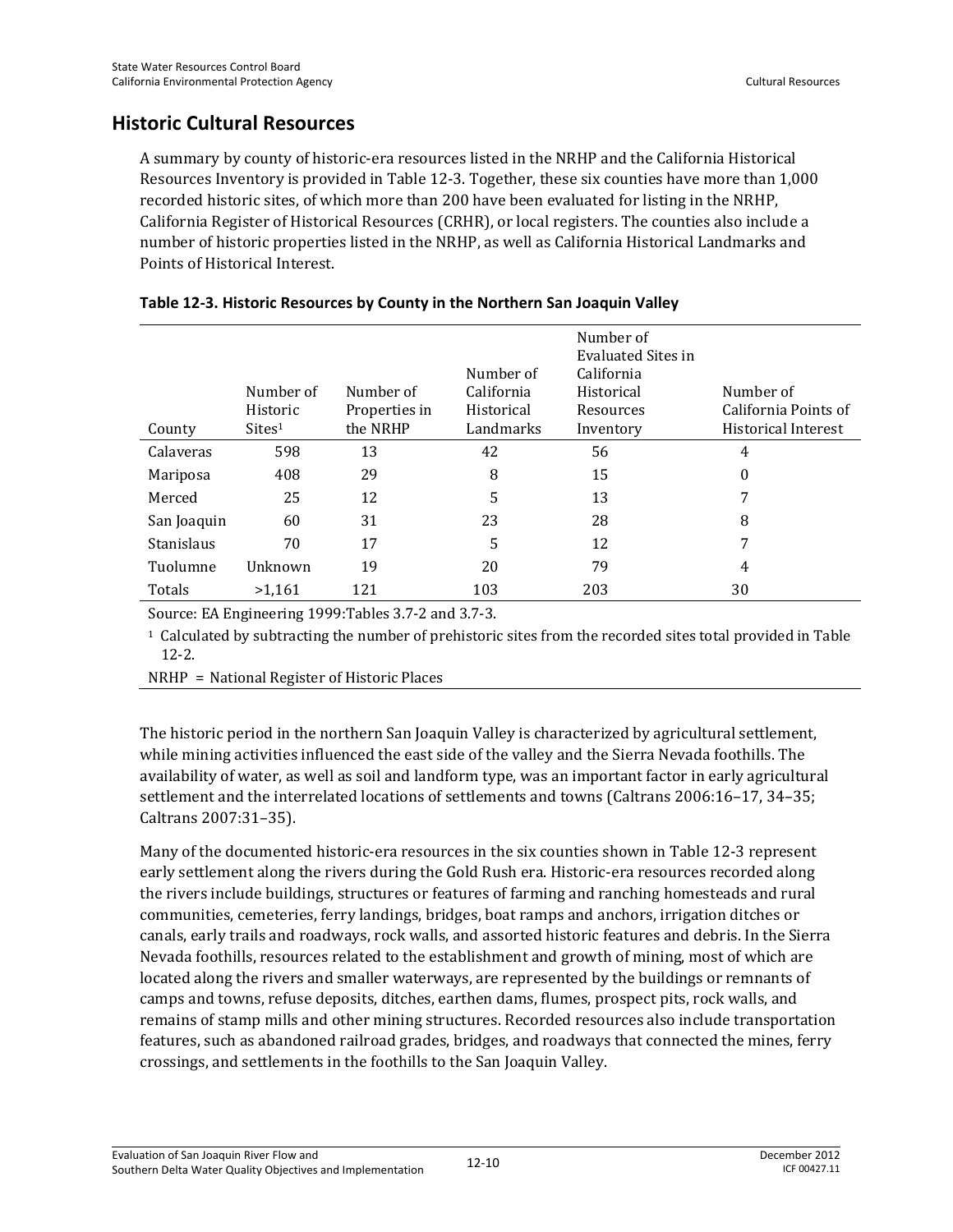## Historic Cultural Resources

A summary by county of historic-era resources listed in the NRHP and the California Historical Resources Inventory is provided in Table 12-3. Together, these six counties have more than 1,000 recorded historic sites, of which more than 200 have been evaluated for listing in the NRHP, California Register of Historical Resources (CRHR), or local registers. The counties also include a number of historic properties listed in the NRHP, as well as California Historical Landmarks and Points of Historical Interest.

**Table 12-3. Historic Resources by County in the Northern San Joaquin Valley**

| County | Number of Historic Sites[1] | Number of Properties in the NRHP | Number of California Historical Landmarks | Number of Evaluated Sites in California Historical Resources Inventory | Number of California Points of Historical Interest |
|---|---|---|---|---|---|
| Calaveras | 598 | 13 | 42 | 56 | 4 |
| Mariposa | 408 | 29 | 8 | 15 | 0 |
| Merced | 25 | 12 | 5 | 13 | 7 |
| San Joaquin | 60 | 31 | 23 | 28 | 8 |
| Stanislaus | 70 | 17 | 5 | 12 | 7 |
| Tuolumne | Unknown | 19 | 20 | 79 | 4 |
| Totals | >1,161 | 121 | 103 | 203 | 30 |

Source: EA Engineering 1999:Tables 3.7-2 and 3.7-3.

[1] Calculated by subtracting the number of prehistoric sites from the recorded sites total provided in Table 12-2.

NRHP = National Register of Historic Places

The historic period in the northern San Joaquin Valley is characterized by agricultural settlement, while mining activities influenced the east side of the valley and the Sierra Nevada foothills. The availability of water, as well as soil and landform type, was an important factor in early agricultural settlement and the interrelated locations of settlements and towns (Caltrans 2006:16–17, 34–35; Caltrans 2007:31–35).

Many of the documented historic-era resources in the six counties shown in Table 12-3 represent early settlement along the rivers during the Gold Rush era. Historic-era resources recorded along the rivers include buildings, structures or features of farming and ranching homesteads and rural communities, cemeteries, ferry landings, bridges, boat ramps and anchors, irrigation ditches or canals, early trails and roadways, rock walls, and assorted historic features and debris. In the Sierra Nevada foothills, resources related to the establishment and growth of mining, most of which are located along the rivers and smaller waterways, are represented by the buildings or remnants of camps and towns, refuse deposits, ditches, earthen dams, flumes, prospect pits, rock walls, and remains of stamp mills and other mining structures. Recorded resources also include transportation features, such as abandoned railroad grades, bridges, and roadways that connected the mines, ferry crossings, and settlements in the foothills to the San Joaquin Valley.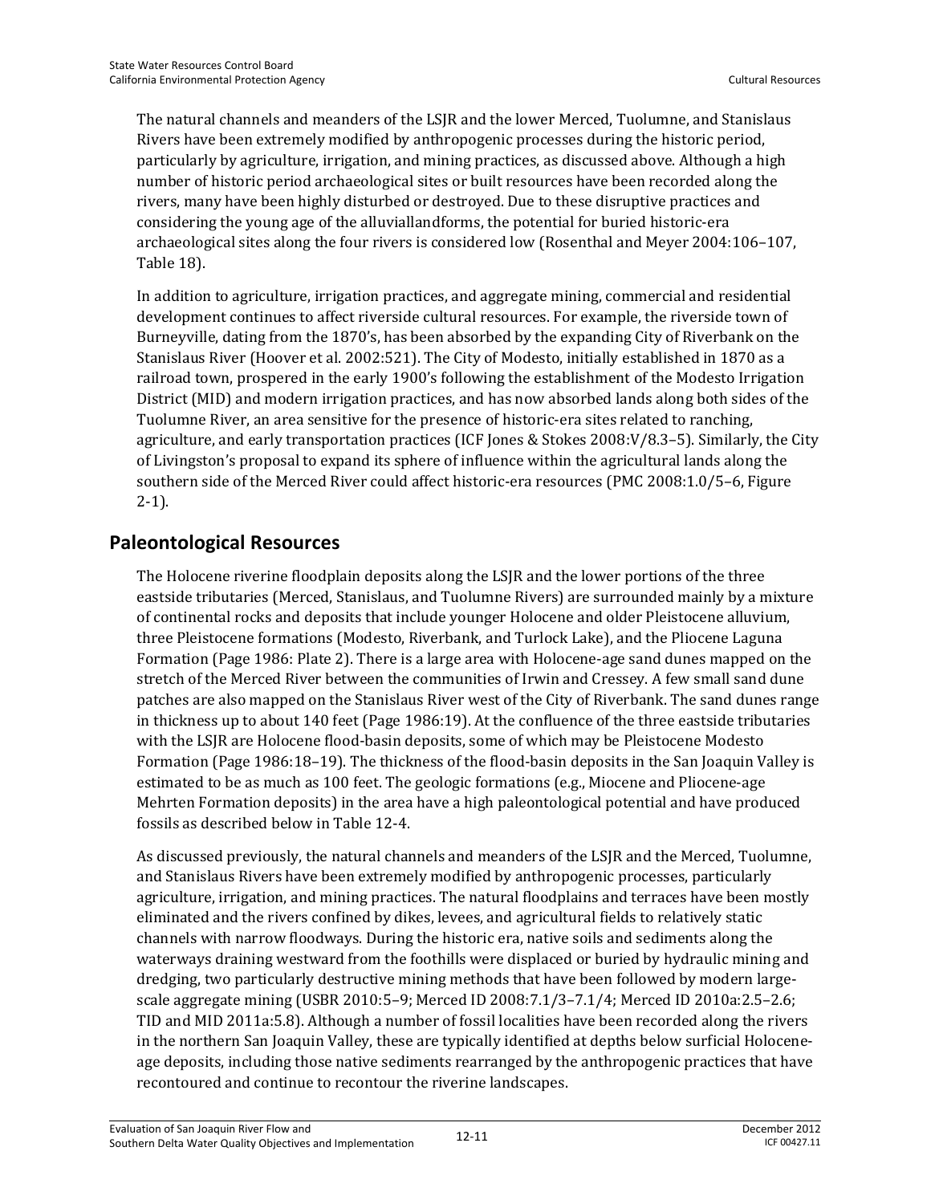The natural channels and meanders of the LSJR and the lower Merced, Tuolumne, and Stanislaus Rivers have been extremely modified by anthropogenic processes during the historic period, particularly by agriculture, irrigation, and mining practices, as discussed above. Although a high number of historic period archaeological sites or built resources have been recorded along the rivers, many have been highly disturbed or destroyed. Due to these disruptive practices and considering the young age of the alluviallandforms, the potential for buried historic-era archaeological sites along the four rivers is considered low (Rosenthal and Meyer 2004:106–107, Table 18).

In addition to agriculture, irrigation practices, and aggregate mining, commercial and residential development continues to affect riverside cultural resources. For example, the riverside town of Burneyville, dating from the 1870's, has been absorbed by the expanding City of Riverbank on the Stanislaus River (Hoover et al. 2002:521). The City of Modesto, initially established in 1870 as a railroad town, prospered in the early 1900's following the establishment of the Modesto Irrigation District (MID) and modern irrigation practices, and has now absorbed lands along both sides of the Tuolumne River, an area sensitive for the presence of historic-era sites related to ranching, agriculture, and early transportation practices (ICF Jones & Stokes 2008:V/8.3–5). Similarly, the City of Livingston's proposal to expand its sphere of influence within the agricultural lands along the southern side of the Merced River could affect historic-era resources (PMC 2008:1.0/5–6, Figure 2-1).

## Paleontological Resources

The Holocene riverine floodplain deposits along the LSJR and the lower portions of the three eastside tributaries (Merced, Stanislaus, and Tuolumne Rivers) are surrounded mainly by a mixture of continental rocks and deposits that include younger Holocene and older Pleistocene alluvium, three Pleistocene formations (Modesto, Riverbank, and Turlock Lake), and the Pliocene Laguna Formation (Page 1986: Plate 2). There is a large area with Holocene-age sand dunes mapped on the stretch of the Merced River between the communities of Irwin and Cressey. A few small sand dune patches are also mapped on the Stanislaus River west of the City of Riverbank. The sand dunes range in thickness up to about 140 feet (Page 1986:19). At the confluence of the three eastside tributaries with the LSJR are Holocene flood-basin deposits, some of which may be Pleistocene Modesto Formation (Page 1986:18–19). The thickness of the flood-basin deposits in the San Joaquin Valley is estimated to be as much as 100 feet. The geologic formations (e.g., Miocene and Pliocene-age Mehrten Formation deposits) in the area have a high paleontological potential and have produced fossils as described below in Table 12-4.

As discussed previously, the natural channels and meanders of the LSJR and the Merced, Tuolumne, and Stanislaus Rivers have been extremely modified by anthropogenic processes, particularly agriculture, irrigation, and mining practices. The natural floodplains and terraces have been mostly eliminated and the rivers confined by dikes, levees, and agricultural fields to relatively static channels with narrow floodways. During the historic era, native soils and sediments along the waterways draining westward from the foothills were displaced or buried by hydraulic mining and dredging, two particularly destructive mining methods that have been followed by modern large-scale aggregate mining (USBR 2010:5–9; Merced ID 2008:7.1/3–7.1/4; Merced ID 2010a:2.5–2.6; TID and MID 2011a:5.8). Although a number of fossil localities have been recorded along the rivers in the northern San Joaquin Valley, these are typically identified at depths below surficial Holocene-age deposits, including those native sediments rearranged by the anthropogenic practices that have recontoured and continue to recontour the riverine landscapes.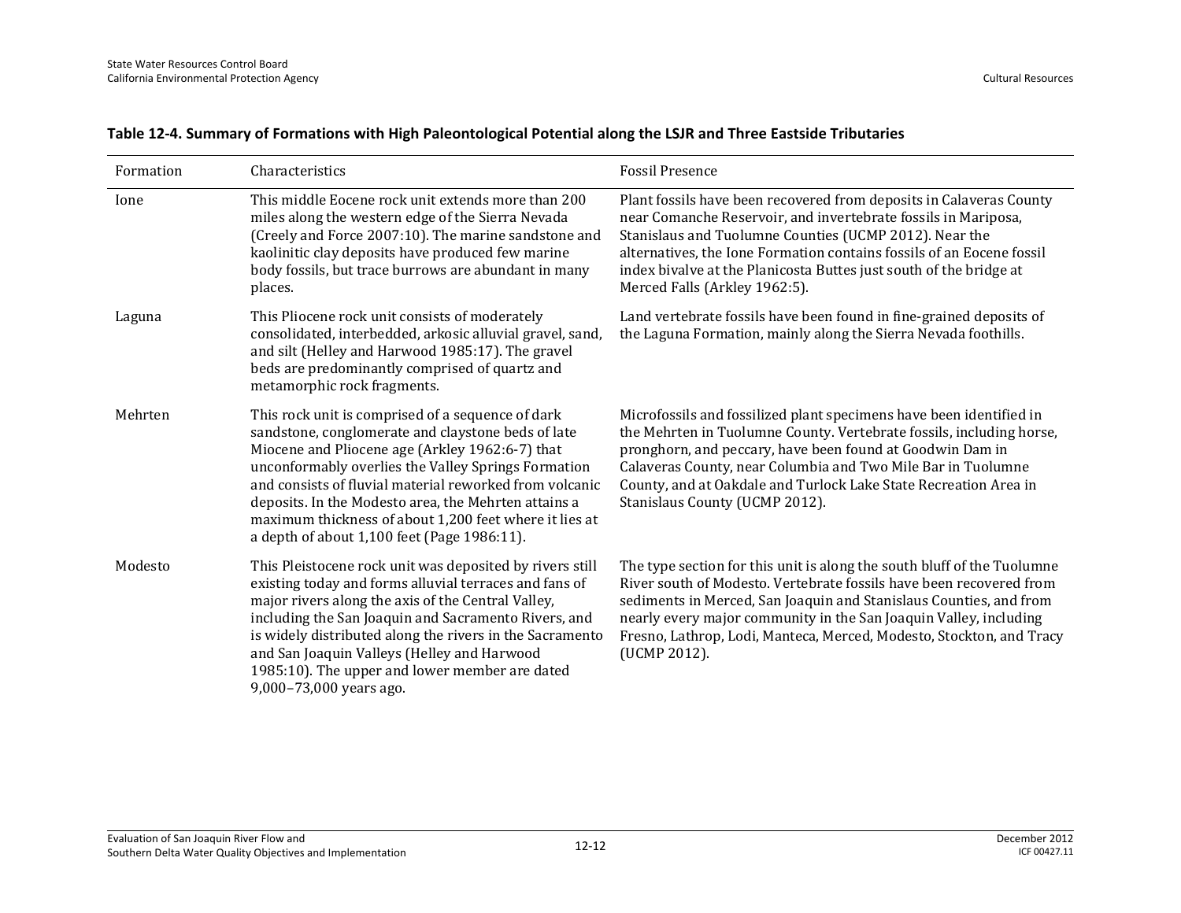**Table 12-4. Summary of Formations with High Paleontological Potential along the LSJR and Three Eastside Tributaries**

| Formation | Characteristics | Fossil Presence |
|---|---|---|
| Ione | This middle Eocene rock unit extends more than 200 miles along the western edge of the Sierra Nevada (Creely and Force 2007:10). The marine sandstone and kaolinitic clay deposits have produced few marine body fossils, but trace burrows are abundant in many places. | Plant fossils have been recovered from deposits in Calaveras County near Comanche Reservoir, and invertebrate fossils in Mariposa, Stanislaus and Tuolumne Counties (UCMP 2012). Near the alternatives, the Ione Formation contains fossils of an Eocene fossil index bivalve at the Planicosta Buttes just south of the bridge at Merced Falls (Arkley 1962:5). |
| Laguna | This Pliocene rock unit consists of moderately consolidated, interbedded, arkosic alluvial gravel, sand, and silt (Helley and Harwood 1985:17). The gravel beds are predominantly comprised of quartz and metamorphic rock fragments. | Land vertebrate fossils have been found in fine-grained deposits of the Laguna Formation, mainly along the Sierra Nevada foothills. |
| Mehrten | This rock unit is comprised of a sequence of dark sandstone, conglomerate and claystone beds of late Miocene and Pliocene age (Arkley 1962:6-7) that unconformably overlies the Valley Springs Formation and consists of fluvial material reworked from volcanic deposits. In the Modesto area, the Mehrten attains a maximum thickness of about 1,200 feet where it lies at a depth of about 1,100 feet (Page 1986:11). | Microfossils and fossilized plant specimens have been identified in the Mehrten in Tuolumne County. Vertebrate fossils, including horse, pronghorn, and peccary, have been found at Goodwin Dam in Calaveras County, near Columbia and Two Mile Bar in Tuolumne County, and at Oakdale and Turlock Lake State Recreation Area in Stanislaus County (UCMP 2012). |
| Modesto | This Pleistocene rock unit was deposited by rivers still existing today and forms alluvial terraces and fans of major rivers along the axis of the Central Valley, including the San Joaquin and Sacramento Rivers, and is widely distributed along the rivers in the Sacramento and San Joaquin Valleys (Helley and Harwood 1985:10). The upper and lower member are dated 9,000–73,000 years ago. | The type section for this unit is along the south bluff of the Tuolumne River south of Modesto. Vertebrate fossils have been recovered from sediments in Merced, San Joaquin and Stanislaus Counties, and from nearly every major community in the San Joaquin Valley, including Fresno, Lathrop, Lodi, Manteca, Merced, Modesto, Stockton, and Tracy (UCMP 2012). |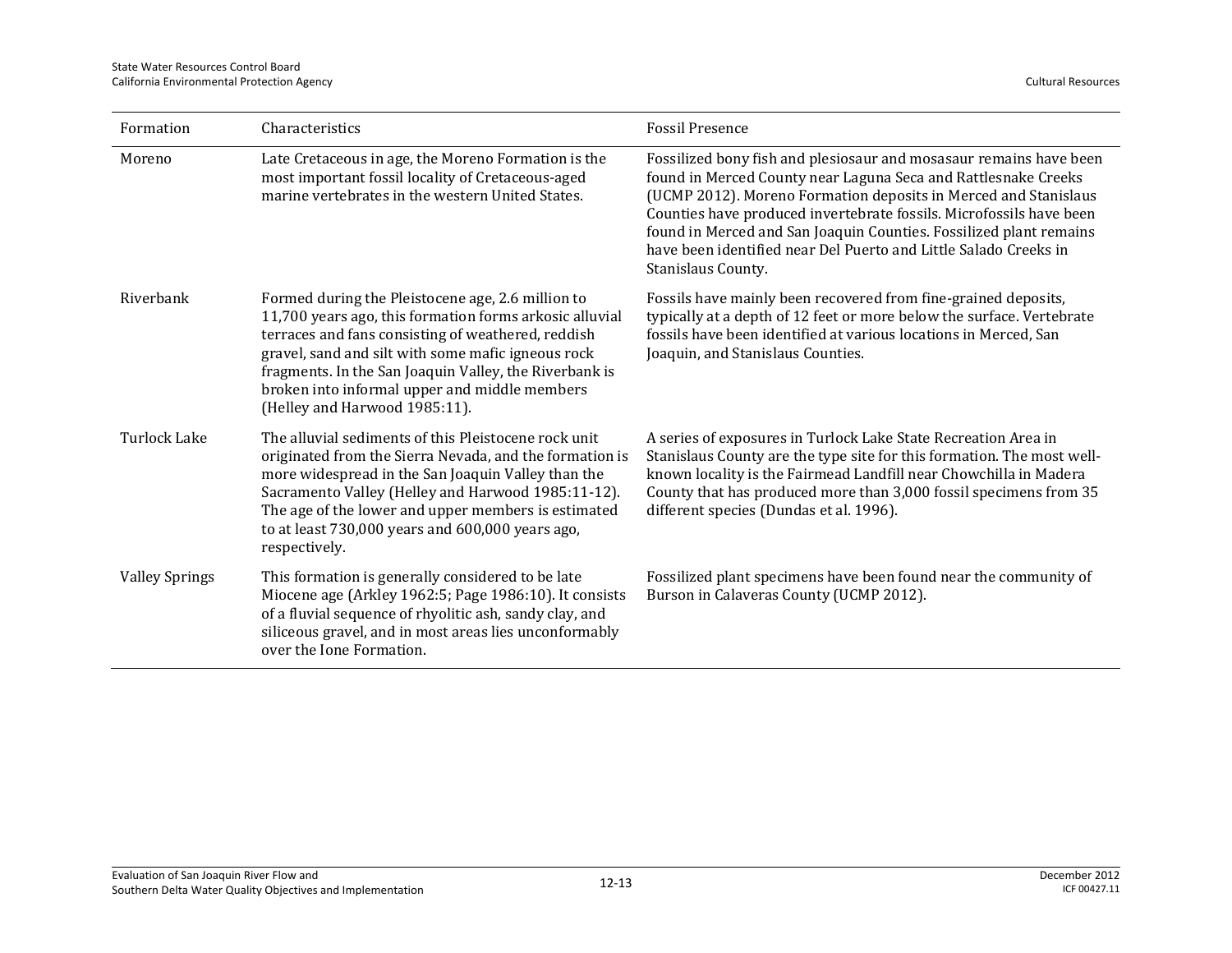| Formation | Characteristics | Fossil Presence |
|---|---|---|
| Moreno | Late Cretaceous in age, the Moreno Formation is the most important fossil locality of Cretaceous-aged marine vertebrates in the western United States. | Fossilized bony fish and plesiosaur and mosasaur remains have been found in Merced County near Laguna Seca and Rattlesnake Creeks (UCMP 2012). Moreno Formation deposits in Merced and Stanislaus Counties have produced invertebrate fossils. Microfossils have been found in Merced and San Joaquin Counties. Fossilized plant remains have been identified near Del Puerto and Little Salado Creeks in Stanislaus County. |
| Riverbank | Formed during the Pleistocene age, 2.6 million to 11,700 years ago, this formation forms arkosic alluvial terraces and fans consisting of weathered, reddish gravel, sand and silt with some mafic igneous rock fragments. In the San Joaquin Valley, the Riverbank is broken into informal upper and middle members (Helley and Harwood 1985:11). | Fossils have mainly been recovered from fine-grained deposits, typically at a depth of 12 feet or more below the surface. Vertebrate fossils have been identified at various locations in Merced, San Joaquin, and Stanislaus Counties. |
| Turlock Lake | The alluvial sediments of this Pleistocene rock unit originated from the Sierra Nevada, and the formation is more widespread in the San Joaquin Valley than the Sacramento Valley (Helley and Harwood 1985:11-12). The age of the lower and upper members is estimated to at least 730,000 years and 600,000 years ago, respectively. | A series of exposures in Turlock Lake State Recreation Area in Stanislaus County are the type site for this formation. The most well-known locality is the Fairmead Landfill near Chowchilla in Madera County that has produced more than 3,000 fossil specimens from 35 different species (Dundas et al. 1996). |
| Valley Springs | This formation is generally considered to be late Miocene age (Arkley 1962:5; Page 1986:10). It consists of a fluvial sequence of rhyolitic ash, sandy clay, and siliceous gravel, and in most areas lies unconformably over the Ione Formation. | Fossilized plant specimens have been found near the community of Burson in Calaveras County (UCMP 2012). |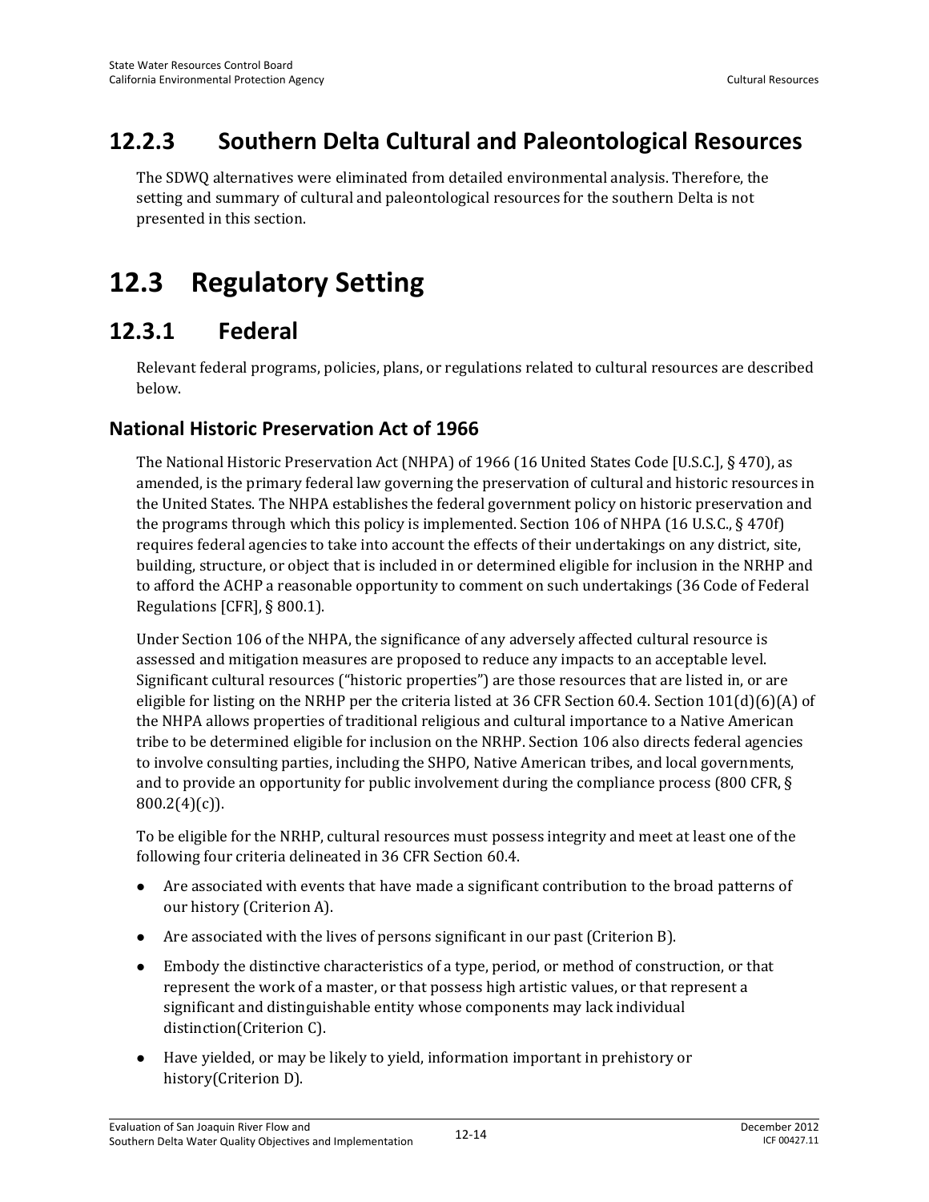## 12.2.3 Southern Delta Cultural and Paleontological Resources

The SDWQ alternatives were eliminated from detailed environmental analysis. Therefore, the setting and summary of cultural and paleontological resources for the southern Delta is not presented in this section.

# 12.3 Regulatory Setting

## 12.3.1 Federal

Relevant federal programs, policies, plans, or regulations related to cultural resources are described below.

### National Historic Preservation Act of 1966

The National Historic Preservation Act (NHPA) of 1966 (16 United States Code [U.S.C.], § 470), as amended, is the primary federal law governing the preservation of cultural and historic resources in the United States. The NHPA establishes the federal government policy on historic preservation and the programs through which this policy is implemented. Section 106 of NHPA (16 U.S.C., § 470f) requires federal agencies to take into account the effects of their undertakings on any district, site, building, structure, or object that is included in or determined eligible for inclusion in the NRHP and to afford the ACHP a reasonable opportunity to comment on such undertakings (36 Code of Federal Regulations [CFR], § 800.1).

Under Section 106 of the NHPA, the significance of any adversely affected cultural resource is assessed and mitigation measures are proposed to reduce any impacts to an acceptable level. Significant cultural resources ("historic properties") are those resources that are listed in, or are eligible for listing on the NRHP per the criteria listed at 36 CFR Section 60.4. Section 101(d)(6)(A) of the NHPA allows properties of traditional religious and cultural importance to a Native American tribe to be determined eligible for inclusion on the NRHP. Section 106 also directs federal agencies to involve consulting parties, including the SHPO, Native American tribes, and local governments, and to provide an opportunity for public involvement during the compliance process (800 CFR, § 800.2(4)(c)).

To be eligible for the NRHP, cultural resources must possess integrity and meet at least one of the following four criteria delineated in 36 CFR Section 60.4.

- Are associated with events that have made a significant contribution to the broad patterns of our history (Criterion A).
- Are associated with the lives of persons significant in our past (Criterion B).
- Embody the distinctive characteristics of a type, period, or method of construction, or that represent the work of a master, or that possess high artistic values, or that represent a significant and distinguishable entity whose components may lack individual distinction(Criterion C).
- Have yielded, or may be likely to yield, information important in prehistory or history(Criterion D).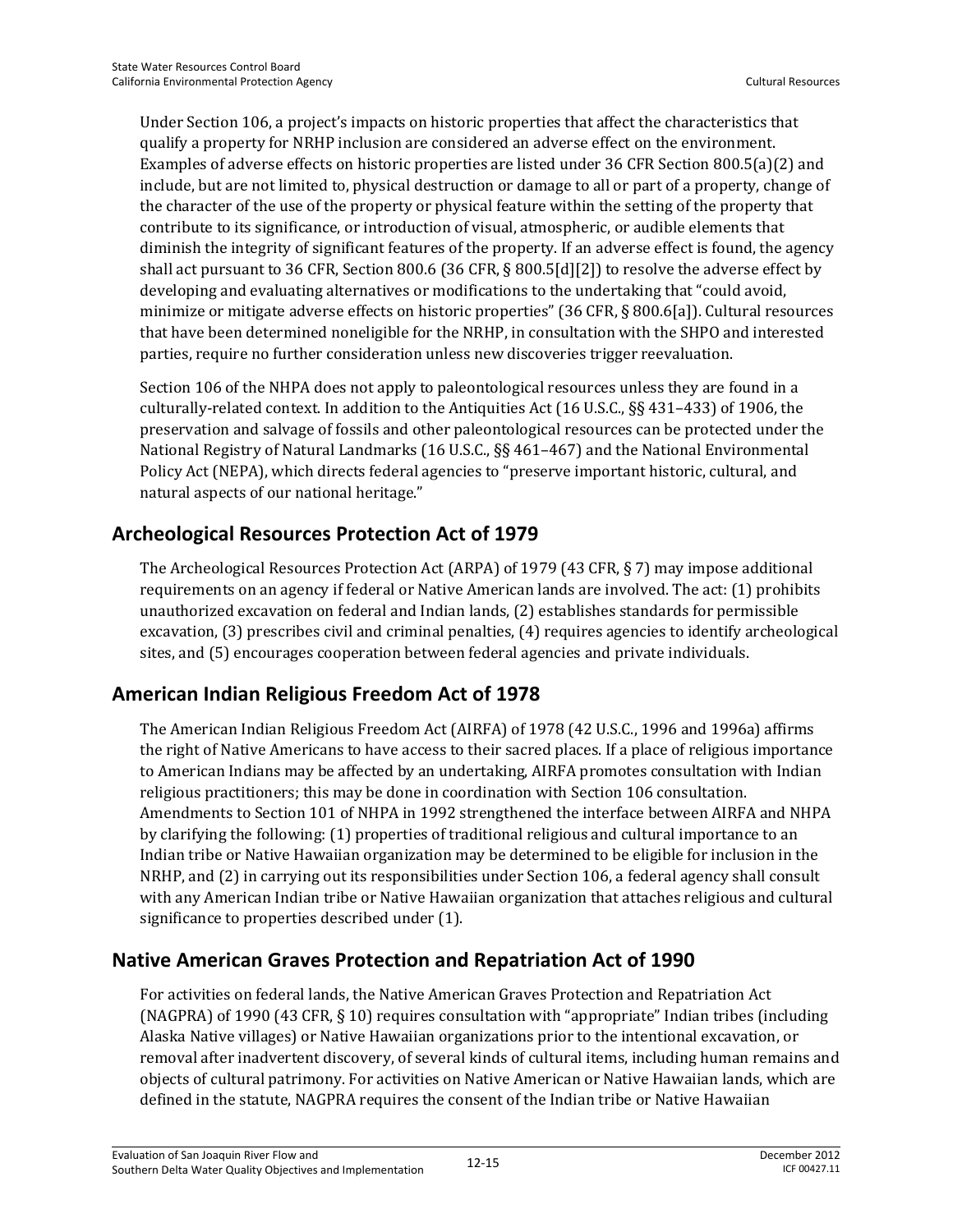Under Section 106, a project's impacts on historic properties that affect the characteristics that qualify a property for NRHP inclusion are considered an adverse effect on the environment. Examples of adverse effects on historic properties are listed under 36 CFR Section 800.5(a)(2) and include, but are not limited to, physical destruction or damage to all or part of a property, change of the character of the use of the property or physical feature within the setting of the property that contribute to its significance, or introduction of visual, atmospheric, or audible elements that diminish the integrity of significant features of the property. If an adverse effect is found, the agency shall act pursuant to 36 CFR, Section 800.6 (36 CFR, § 800.5[d][2]) to resolve the adverse effect by developing and evaluating alternatives or modifications to the undertaking that "could avoid, minimize or mitigate adverse effects on historic properties" (36 CFR, § 800.6[a]). Cultural resources that have been determined noneligible for the NRHP, in consultation with the SHPO and interested parties, require no further consideration unless new discoveries trigger reevaluation.

Section 106 of the NHPA does not apply to paleontological resources unless they are found in a culturally-related context. In addition to the Antiquities Act (16 U.S.C., §§ 431–433) of 1906, the preservation and salvage of fossils and other paleontological resources can be protected under the National Registry of Natural Landmarks (16 U.S.C., §§ 461–467) and the National Environmental Policy Act (NEPA), which directs federal agencies to "preserve important historic, cultural, and natural aspects of our national heritage."

## Archeological Resources Protection Act of 1979

The Archeological Resources Protection Act (ARPA) of 1979 (43 CFR, § 7) may impose additional requirements on an agency if federal or Native American lands are involved. The act: (1) prohibits unauthorized excavation on federal and Indian lands, (2) establishes standards for permissible excavation, (3) prescribes civil and criminal penalties, (4) requires agencies to identify archeological sites, and (5) encourages cooperation between federal agencies and private individuals.

## American Indian Religious Freedom Act of 1978

The American Indian Religious Freedom Act (AIRFA) of 1978 (42 U.S.C., 1996 and 1996a) affirms the right of Native Americans to have access to their sacred places. If a place of religious importance to American Indians may be affected by an undertaking, AIRFA promotes consultation with Indian religious practitioners; this may be done in coordination with Section 106 consultation. Amendments to Section 101 of NHPA in 1992 strengthened the interface between AIRFA and NHPA by clarifying the following: (1) properties of traditional religious and cultural importance to an Indian tribe or Native Hawaiian organization may be determined to be eligible for inclusion in the NRHP, and (2) in carrying out its responsibilities under Section 106, a federal agency shall consult with any American Indian tribe or Native Hawaiian organization that attaches religious and cultural significance to properties described under (1).

## Native American Graves Protection and Repatriation Act of 1990

For activities on federal lands, the Native American Graves Protection and Repatriation Act (NAGPRA) of 1990 (43 CFR, § 10) requires consultation with "appropriate" Indian tribes (including Alaska Native villages) or Native Hawaiian organizations prior to the intentional excavation, or removal after inadvertent discovery, of several kinds of cultural items, including human remains and objects of cultural patrimony. For activities on Native American or Native Hawaiian lands, which are defined in the statute, NAGPRA requires the consent of the Indian tribe or Native Hawaiian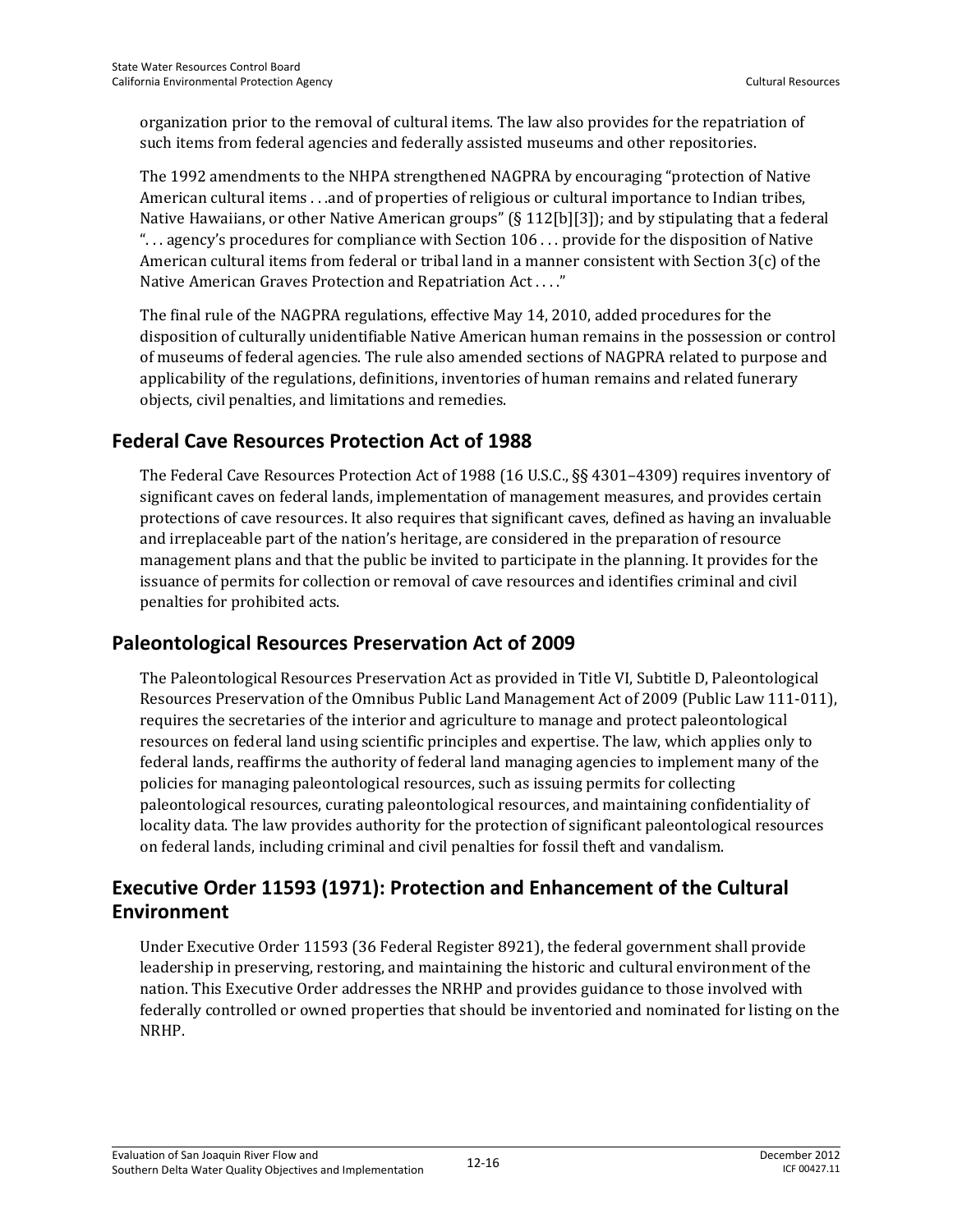organization prior to the removal of cultural items. The law also provides for the repatriation of such items from federal agencies and federally assisted museums and other repositories.

The 1992 amendments to the NHPA strengthened NAGPRA by encouraging "protection of Native American cultural items . . .and of properties of religious or cultural importance to Indian tribes, Native Hawaiians, or other Native American groups" (§ 112[b][3]); and by stipulating that a federal ". . . agency's procedures for compliance with Section 106 . . . provide for the disposition of Native American cultural items from federal or tribal land in a manner consistent with Section 3(c) of the Native American Graves Protection and Repatriation Act . . . ."

The final rule of the NAGPRA regulations, effective May 14, 2010, added procedures for the disposition of culturally unidentifiable Native American human remains in the possession or control of museums of federal agencies. The rule also amended sections of NAGPRA related to purpose and applicability of the regulations, definitions, inventories of human remains and related funerary objects, civil penalties, and limitations and remedies.

## Federal Cave Resources Protection Act of 1988

The Federal Cave Resources Protection Act of 1988 (16 U.S.C., §§ 4301–4309) requires inventory of significant caves on federal lands, implementation of management measures, and provides certain protections of cave resources. It also requires that significant caves, defined as having an invaluable and irreplaceable part of the nation's heritage, are considered in the preparation of resource management plans and that the public be invited to participate in the planning. It provides for the issuance of permits for collection or removal of cave resources and identifies criminal and civil penalties for prohibited acts.

## Paleontological Resources Preservation Act of 2009

The Paleontological Resources Preservation Act as provided in Title VI, Subtitle D, Paleontological Resources Preservation of the Omnibus Public Land Management Act of 2009 (Public Law 111-011), requires the secretaries of the interior and agriculture to manage and protect paleontological resources on federal land using scientific principles and expertise. The law, which applies only to federal lands, reaffirms the authority of federal land managing agencies to implement many of the policies for managing paleontological resources, such as issuing permits for collecting paleontological resources, curating paleontological resources, and maintaining confidentiality of locality data. The law provides authority for the protection of significant paleontological resources on federal lands, including criminal and civil penalties for fossil theft and vandalism.

## Executive Order 11593 (1971): Protection and Enhancement of the Cultural Environment

Under Executive Order 11593 (36 Federal Register 8921), the federal government shall provide leadership in preserving, restoring, and maintaining the historic and cultural environment of the nation. This Executive Order addresses the NRHP and provides guidance to those involved with federally controlled or owned properties that should be inventoried and nominated for listing on the NRHP.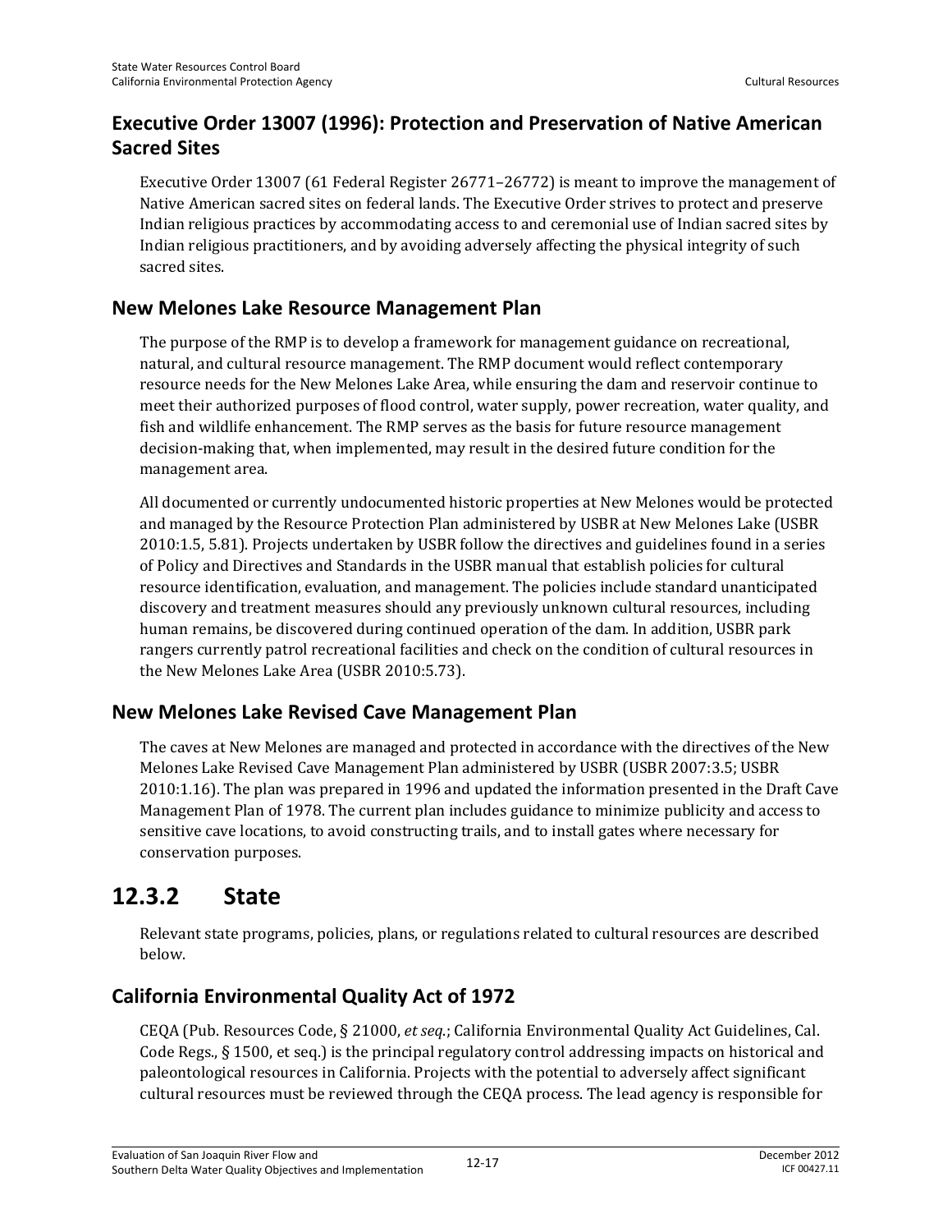### Executive Order 13007 (1996): Protection and Preservation of Native American Sacred Sites

Executive Order 13007 (61 Federal Register 26771–26772) is meant to improve the management of Native American sacred sites on federal lands. The Executive Order strives to protect and preserve Indian religious practices by accommodating access to and ceremonial use of Indian sacred sites by Indian religious practitioners, and by avoiding adversely affecting the physical integrity of such sacred sites.

### New Melones Lake Resource Management Plan

The purpose of the RMP is to develop a framework for management guidance on recreational, natural, and cultural resource management. The RMP document would reflect contemporary resource needs for the New Melones Lake Area, while ensuring the dam and reservoir continue to meet their authorized purposes of flood control, water supply, power recreation, water quality, and fish and wildlife enhancement. The RMP serves as the basis for future resource management decision-making that, when implemented, may result in the desired future condition for the management area.

All documented or currently undocumented historic properties at New Melones would be protected and managed by the Resource Protection Plan administered by USBR at New Melones Lake (USBR 2010:1.5, 5.81). Projects undertaken by USBR follow the directives and guidelines found in a series of Policy and Directives and Standards in the USBR manual that establish policies for cultural resource identification, evaluation, and management. The policies include standard unanticipated discovery and treatment measures should any previously unknown cultural resources, including human remains, be discovered during continued operation of the dam. In addition, USBR park rangers currently patrol recreational facilities and check on the condition of cultural resources in the New Melones Lake Area (USBR 2010:5.73).

### New Melones Lake Revised Cave Management Plan

The caves at New Melones are managed and protected in accordance with the directives of the New Melones Lake Revised Cave Management Plan administered by USBR (USBR 2007:3.5; USBR 2010:1.16). The plan was prepared in 1996 and updated the information presented in the Draft Cave Management Plan of 1978. The current plan includes guidance to minimize publicity and access to sensitive cave locations, to avoid constructing trails, and to install gates where necessary for conservation purposes.

## 12.3.2 State

Relevant state programs, policies, plans, or regulations related to cultural resources are described below.

### California Environmental Quality Act of 1972

CEQA (Pub. Resources Code, § 21000, *et seq.*; California Environmental Quality Act Guidelines, Cal. Code Regs., § 1500, et seq.) is the principal regulatory control addressing impacts on historical and paleontological resources in California. Projects with the potential to adversely affect significant cultural resources must be reviewed through the CEQA process. The lead agency is responsible for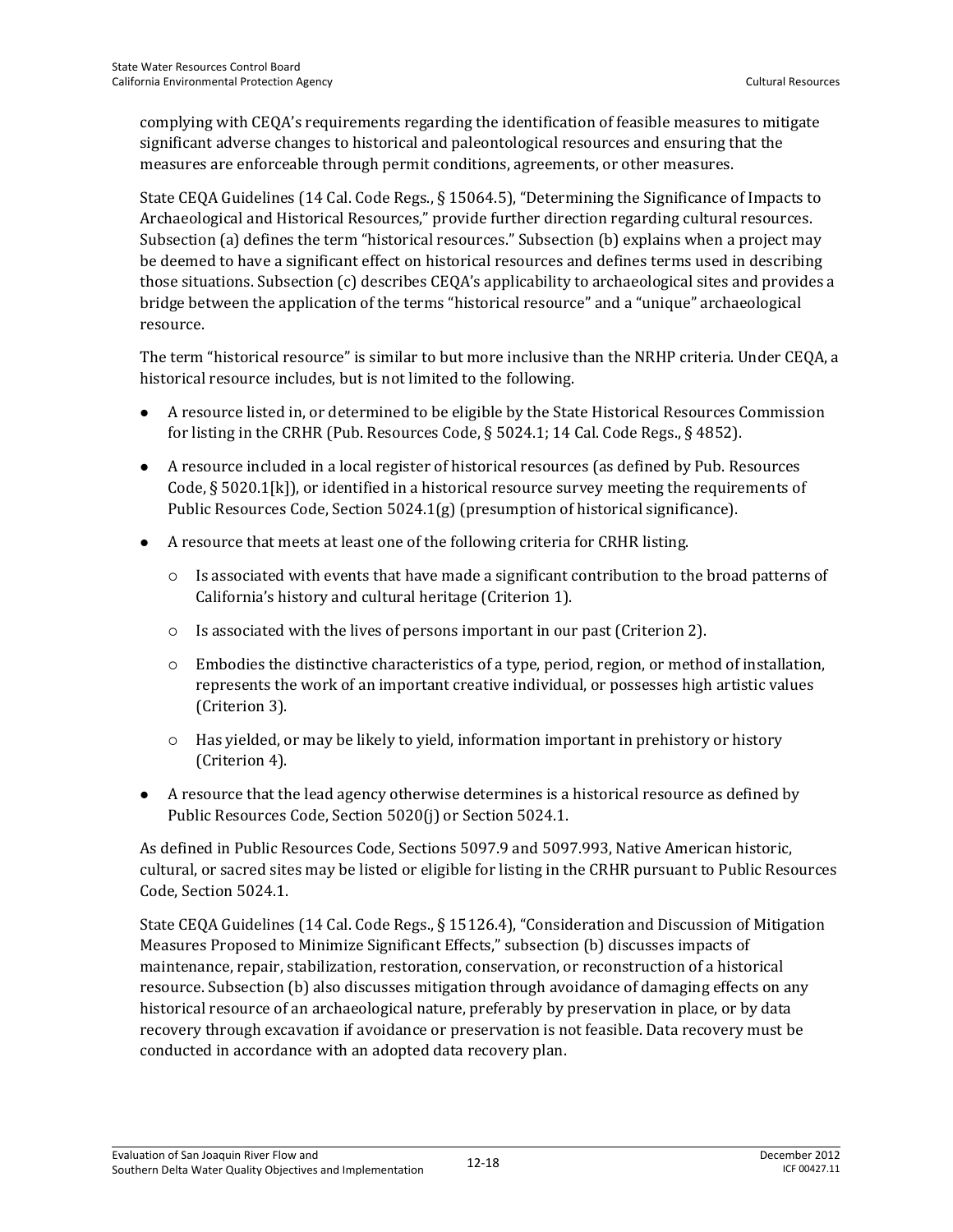complying with CEQA's requirements regarding the identification of feasible measures to mitigate significant adverse changes to historical and paleontological resources and ensuring that the measures are enforceable through permit conditions, agreements, or other measures.

State CEQA Guidelines (14 Cal. Code Regs., § 15064.5), "Determining the Significance of Impacts to Archaeological and Historical Resources," provide further direction regarding cultural resources. Subsection (a) defines the term "historical resources." Subsection (b) explains when a project may be deemed to have a significant effect on historical resources and defines terms used in describing those situations. Subsection (c) describes CEQA's applicability to archaeological sites and provides a bridge between the application of the terms "historical resource" and a "unique" archaeological resource.

The term "historical resource" is similar to but more inclusive than the NRHP criteria. Under CEQA, a historical resource includes, but is not limited to the following.

- A resource listed in, or determined to be eligible by the State Historical Resources Commission for listing in the CRHR (Pub. Resources Code, § 5024.1; 14 Cal. Code Regs., § 4852).
- A resource included in a local register of historical resources (as defined by Pub. Resources Code, § 5020.1[k]), or identified in a historical resource survey meeting the requirements of Public Resources Code, Section 5024.1(g) (presumption of historical significance).
- A resource that meets at least one of the following criteria for CRHR listing.
  - Is associated with events that have made a significant contribution to the broad patterns of California's history and cultural heritage (Criterion 1).
  - Is associated with the lives of persons important in our past (Criterion 2).
  - Embodies the distinctive characteristics of a type, period, region, or method of installation, represents the work of an important creative individual, or possesses high artistic values (Criterion 3).
  - Has yielded, or may be likely to yield, information important in prehistory or history (Criterion 4).
- A resource that the lead agency otherwise determines is a historical resource as defined by Public Resources Code, Section 5020(j) or Section 5024.1.

As defined in Public Resources Code, Sections 5097.9 and 5097.993, Native American historic, cultural, or sacred sites may be listed or eligible for listing in the CRHR pursuant to Public Resources Code, Section 5024.1.

State CEQA Guidelines (14 Cal. Code Regs., § 15126.4), "Consideration and Discussion of Mitigation Measures Proposed to Minimize Significant Effects," subsection (b) discusses impacts of maintenance, repair, stabilization, restoration, conservation, or reconstruction of a historical resource. Subsection (b) also discusses mitigation through avoidance of damaging effects on any historical resource of an archaeological nature, preferably by preservation in place, or by data recovery through excavation if avoidance or preservation is not feasible. Data recovery must be conducted in accordance with an adopted data recovery plan.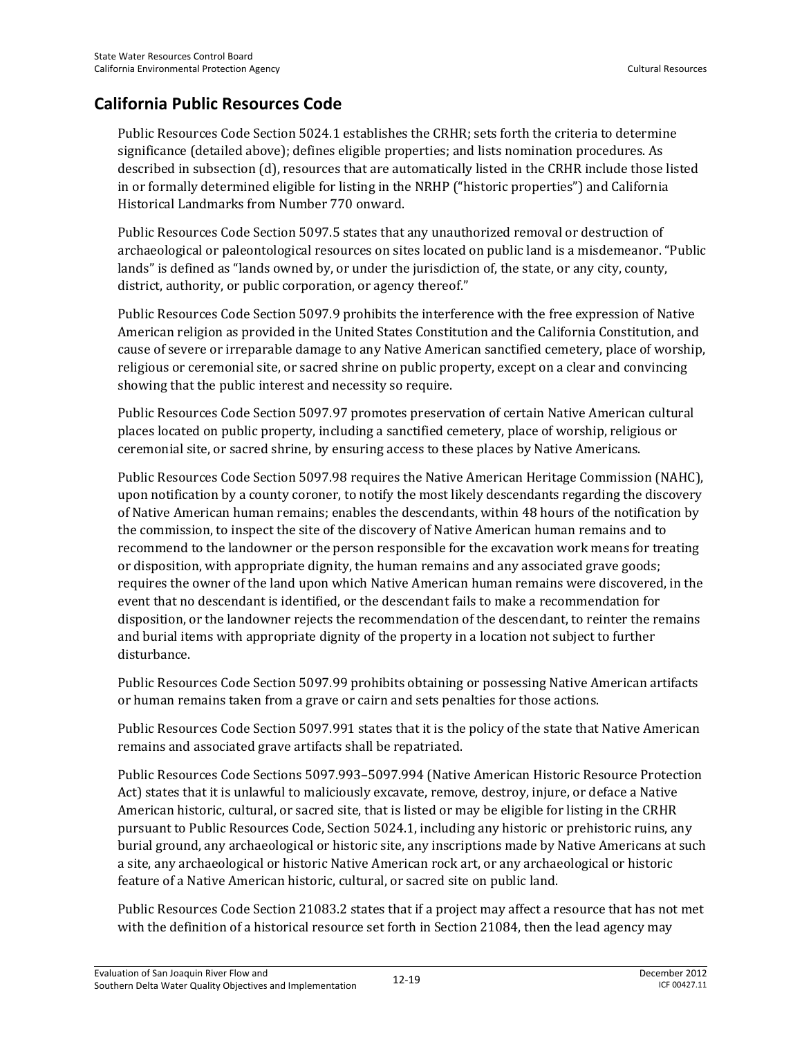## California Public Resources Code

Public Resources Code Section 5024.1 establishes the CRHR; sets forth the criteria to determine significance (detailed above); defines eligible properties; and lists nomination procedures. As described in subsection (d), resources that are automatically listed in the CRHR include those listed in or formally determined eligible for listing in the NRHP ("historic properties") and California Historical Landmarks from Number 770 onward.

Public Resources Code Section 5097.5 states that any unauthorized removal or destruction of archaeological or paleontological resources on sites located on public land is a misdemeanor. "Public lands" is defined as "lands owned by, or under the jurisdiction of, the state, or any city, county, district, authority, or public corporation, or agency thereof."

Public Resources Code Section 5097.9 prohibits the interference with the free expression of Native American religion as provided in the United States Constitution and the California Constitution, and cause of severe or irreparable damage to any Native American sanctified cemetery, place of worship, religious or ceremonial site, or sacred shrine on public property, except on a clear and convincing showing that the public interest and necessity so require.

Public Resources Code Section 5097.97 promotes preservation of certain Native American cultural places located on public property, including a sanctified cemetery, place of worship, religious or ceremonial site, or sacred shrine, by ensuring access to these places by Native Americans.

Public Resources Code Section 5097.98 requires the Native American Heritage Commission (NAHC), upon notification by a county coroner, to notify the most likely descendants regarding the discovery of Native American human remains; enables the descendants, within 48 hours of the notification by the commission, to inspect the site of the discovery of Native American human remains and to recommend to the landowner or the person responsible for the excavation work means for treating or disposition, with appropriate dignity, the human remains and any associated grave goods; requires the owner of the land upon which Native American human remains were discovered, in the event that no descendant is identified, or the descendant fails to make a recommendation for disposition, or the landowner rejects the recommendation of the descendant, to reinter the remains and burial items with appropriate dignity of the property in a location not subject to further disturbance.

Public Resources Code Section 5097.99 prohibits obtaining or possessing Native American artifacts or human remains taken from a grave or cairn and sets penalties for those actions.

Public Resources Code Section 5097.991 states that it is the policy of the state that Native American remains and associated grave artifacts shall be repatriated.

Public Resources Code Sections 5097.993–5097.994 (Native American Historic Resource Protection Act) states that it is unlawful to maliciously excavate, remove, destroy, injure, or deface a Native American historic, cultural, or sacred site, that is listed or may be eligible for listing in the CRHR pursuant to Public Resources Code, Section 5024.1, including any historic or prehistoric ruins, any burial ground, any archaeological or historic site, any inscriptions made by Native Americans at such a site, any archaeological or historic Native American rock art, or any archaeological or historic feature of a Native American historic, cultural, or sacred site on public land.

Public Resources Code Section 21083.2 states that if a project may affect a resource that has not met with the definition of a historical resource set forth in Section 21084, then the lead agency may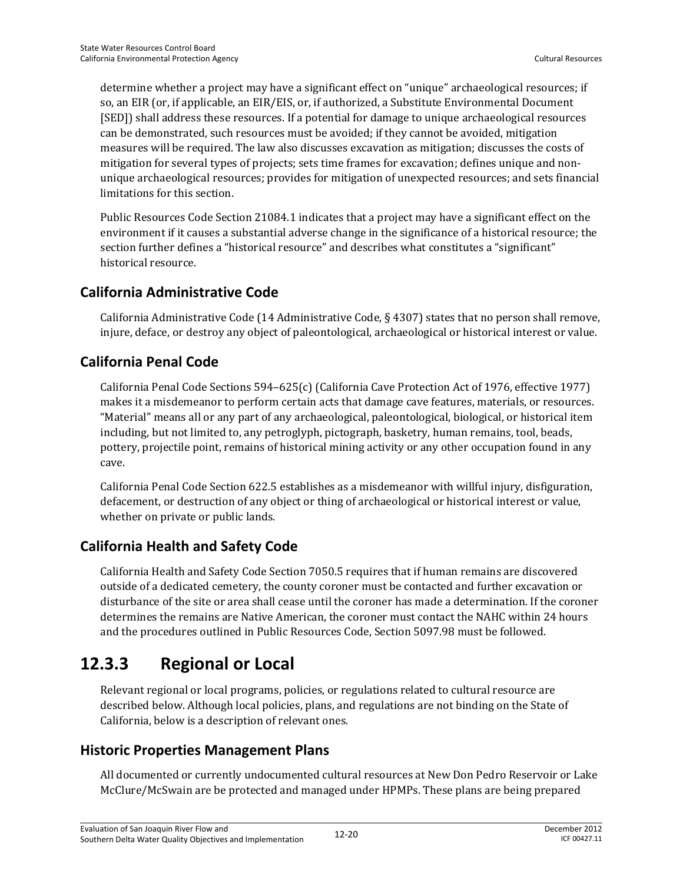determine whether a project may have a significant effect on "unique" archaeological resources; if so, an EIR (or, if applicable, an EIR/EIS, or, if authorized, a Substitute Environmental Document [SED]) shall address these resources. If a potential for damage to unique archaeological resources can be demonstrated, such resources must be avoided; if they cannot be avoided, mitigation measures will be required. The law also discusses excavation as mitigation; discusses the costs of mitigation for several types of projects; sets time frames for excavation; defines unique and non-unique archaeological resources; provides for mitigation of unexpected resources; and sets financial limitations for this section.

Public Resources Code Section 21084.1 indicates that a project may have a significant effect on the environment if it causes a substantial adverse change in the significance of a historical resource; the section further defines a "historical resource" and describes what constitutes a "significant" historical resource.

### California Administrative Code

California Administrative Code (14 Administrative Code, § 4307) states that no person shall remove, injure, deface, or destroy any object of paleontological, archaeological or historical interest or value.

### California Penal Code

California Penal Code Sections 594–625(c) (California Cave Protection Act of 1976, effective 1977) makes it a misdemeanor to perform certain acts that damage cave features, materials, or resources. "Material" means all or any part of any archaeological, paleontological, biological, or historical item including, but not limited to, any petroglyph, pictograph, basketry, human remains, tool, beads, pottery, projectile point, remains of historical mining activity or any other occupation found in any cave.

California Penal Code Section 622.5 establishes as a misdemeanor with willful injury, disfiguration, defacement, or destruction of any object or thing of archaeological or historical interest or value, whether on private or public lands.

### California Health and Safety Code

California Health and Safety Code Section 7050.5 requires that if human remains are discovered outside of a dedicated cemetery, the county coroner must be contacted and further excavation or disturbance of the site or area shall cease until the coroner has made a determination. If the coroner determines the remains are Native American, the coroner must contact the NAHC within 24 hours and the procedures outlined in Public Resources Code, Section 5097.98 must be followed.

## 12.3.3 Regional or Local

Relevant regional or local programs, policies, or regulations related to cultural resource are described below. Although local policies, plans, and regulations are not binding on the State of California, below is a description of relevant ones.

### Historic Properties Management Plans

All documented or currently undocumented cultural resources at New Don Pedro Reservoir or Lake McClure/McSwain are be protected and managed under HPMPs. These plans are being prepared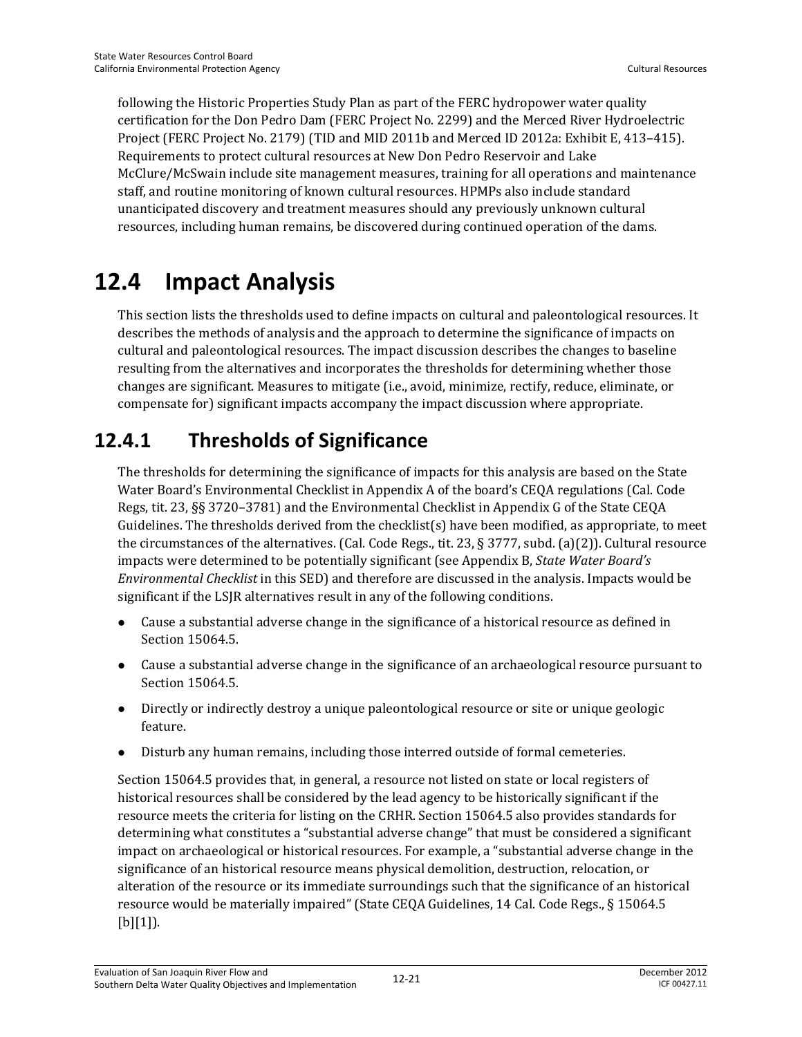following the Historic Properties Study Plan as part of the FERC hydropower water quality certification for the Don Pedro Dam (FERC Project No. 2299) and the Merced River Hydroelectric Project (FERC Project No. 2179) (TID and MID 2011b and Merced ID 2012a: Exhibit E, 413–415). Requirements to protect cultural resources at New Don Pedro Reservoir and Lake McClure/McSwain include site management measures, training for all operations and maintenance staff, and routine monitoring of known cultural resources. HPMPs also include standard unanticipated discovery and treatment measures should any previously unknown cultural resources, including human remains, be discovered during continued operation of the dams.

# 12.4 Impact Analysis

This section lists the thresholds used to define impacts on cultural and paleontological resources. It describes the methods of analysis and the approach to determine the significance of impacts on cultural and paleontological resources. The impact discussion describes the changes to baseline resulting from the alternatives and incorporates the thresholds for determining whether those changes are significant. Measures to mitigate (i.e., avoid, minimize, rectify, reduce, eliminate, or compensate for) significant impacts accompany the impact discussion where appropriate.

## 12.4.1 Thresholds of Significance

The thresholds for determining the significance of impacts for this analysis are based on the State Water Board's Environmental Checklist in Appendix A of the board's CEQA regulations (Cal. Code Regs, tit. 23, §§ 3720–3781) and the Environmental Checklist in Appendix G of the State CEQA Guidelines. The thresholds derived from the checklist(s) have been modified, as appropriate, to meet the circumstances of the alternatives. (Cal. Code Regs., tit. 23, § 3777, subd. (a)(2)). Cultural resource impacts were determined to be potentially significant (see Appendix B, *State Water Board's Environmental Checklist* in this SED) and therefore are discussed in the analysis. Impacts would be significant if the LSJR alternatives result in any of the following conditions.

- Cause a substantial adverse change in the significance of a historical resource as defined in Section 15064.5.
- Cause a substantial adverse change in the significance of an archaeological resource pursuant to Section 15064.5.
- Directly or indirectly destroy a unique paleontological resource or site or unique geologic feature.
- Disturb any human remains, including those interred outside of formal cemeteries.

Section 15064.5 provides that, in general, a resource not listed on state or local registers of historical resources shall be considered by the lead agency to be historically significant if the resource meets the criteria for listing on the CRHR. Section 15064.5 also provides standards for determining what constitutes a "substantial adverse change" that must be considered a significant impact on archaeological or historical resources. For example, a "substantial adverse change in the significance of an historical resource means physical demolition, destruction, relocation, or alteration of the resource or its immediate surroundings such that the significance of an historical resource would be materially impaired" (State CEQA Guidelines, 14 Cal. Code Regs., § 15064.5 [b][1]).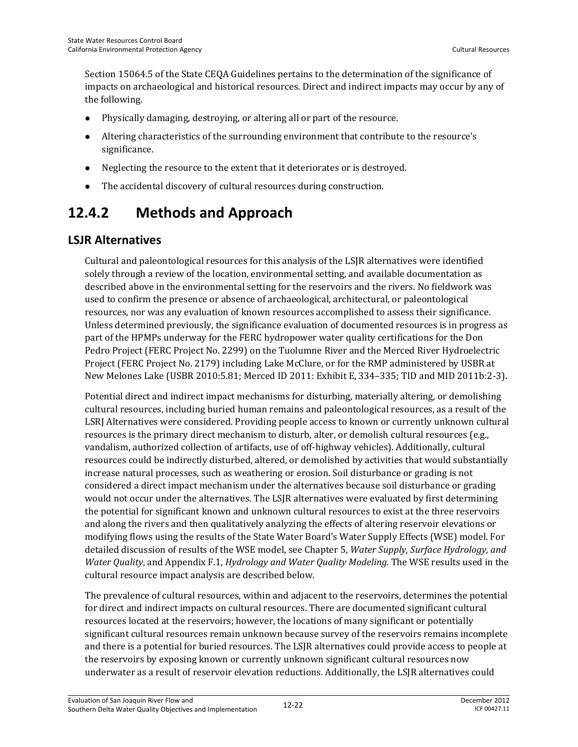Section 15064.5 of the State CEQA Guidelines pertains to the determination of the significance of impacts on archaeological and historical resources. Direct and indirect impacts may occur by any of the following.

- Physically damaging, destroying, or altering all or part of the resource.
- Altering characteristics of the surrounding environment that contribute to the resource's significance.
- Neglecting the resource to the extent that it deteriorates or is destroyed.
- The accidental discovery of cultural resources during construction.

# 12.4.2 Methods and Approach

## LSJR Alternatives

Cultural and paleontological resources for this analysis of the LSJR alternatives were identified solely through a review of the location, environmental setting, and available documentation as described above in the environmental setting for the reservoirs and the rivers. No fieldwork was used to confirm the presence or absence of archaeological, architectural, or paleontological resources, nor was any evaluation of known resources accomplished to assess their significance. Unless determined previously, the significance evaluation of documented resources is in progress as part of the HPMPs underway for the FERC hydropower water quality certifications for the Don Pedro Project (FERC Project No. 2299) on the Tuolumne River and the Merced River Hydroelectric Project (FERC Project No. 2179) including Lake McClure, or for the RMP administered by USBR at New Melones Lake (USBR 2010:5.81; Merced ID 2011: Exhibit E, 334–335; TID and MID 2011b:2-3).

Potential direct and indirect impact mechanisms for disturbing, materially altering, or demolishing cultural resources, including buried human remains and paleontological resources, as a result of the LSRJ Alternatives were considered. Providing people access to known or currently unknown cultural resources is the primary direct mechanism to disturb, alter, or demolish cultural resources (e.g., vandalism, authorized collection of artifacts, use of off-highway vehicles). Additionally, cultural resources could be indirectly disturbed, altered, or demolished by activities that would substantially increase natural processes, such as weathering or erosion. Soil disturbance or grading is not considered a direct impact mechanism under the alternatives because soil disturbance or grading would not occur under the alternatives. The LSJR alternatives were evaluated by first determining the potential for significant known and unknown cultural resources to exist at the three reservoirs and along the rivers and then qualitatively analyzing the effects of altering reservoir elevations or modifying flows using the results of the State Water Board's Water Supply Effects (WSE) model. For detailed discussion of results of the WSE model, see Chapter 5, *Water Supply, Surface Hydrology, and Water Quality*, and Appendix F.1, *Hydrology and Water Quality Modeling*. The WSE results used in the cultural resource impact analysis are described below.

The prevalence of cultural resources, within and adjacent to the reservoirs, determines the potential for direct and indirect impacts on cultural resources. There are documented significant cultural resources located at the reservoirs; however, the locations of many significant or potentially significant cultural resources remain unknown because survey of the reservoirs remains incomplete and there is a potential for buried resources. The LSJR alternatives could provide access to people at the reservoirs by exposing known or currently unknown significant cultural resources now underwater as a result of reservoir elevation reductions. Additionally, the LSJR alternatives could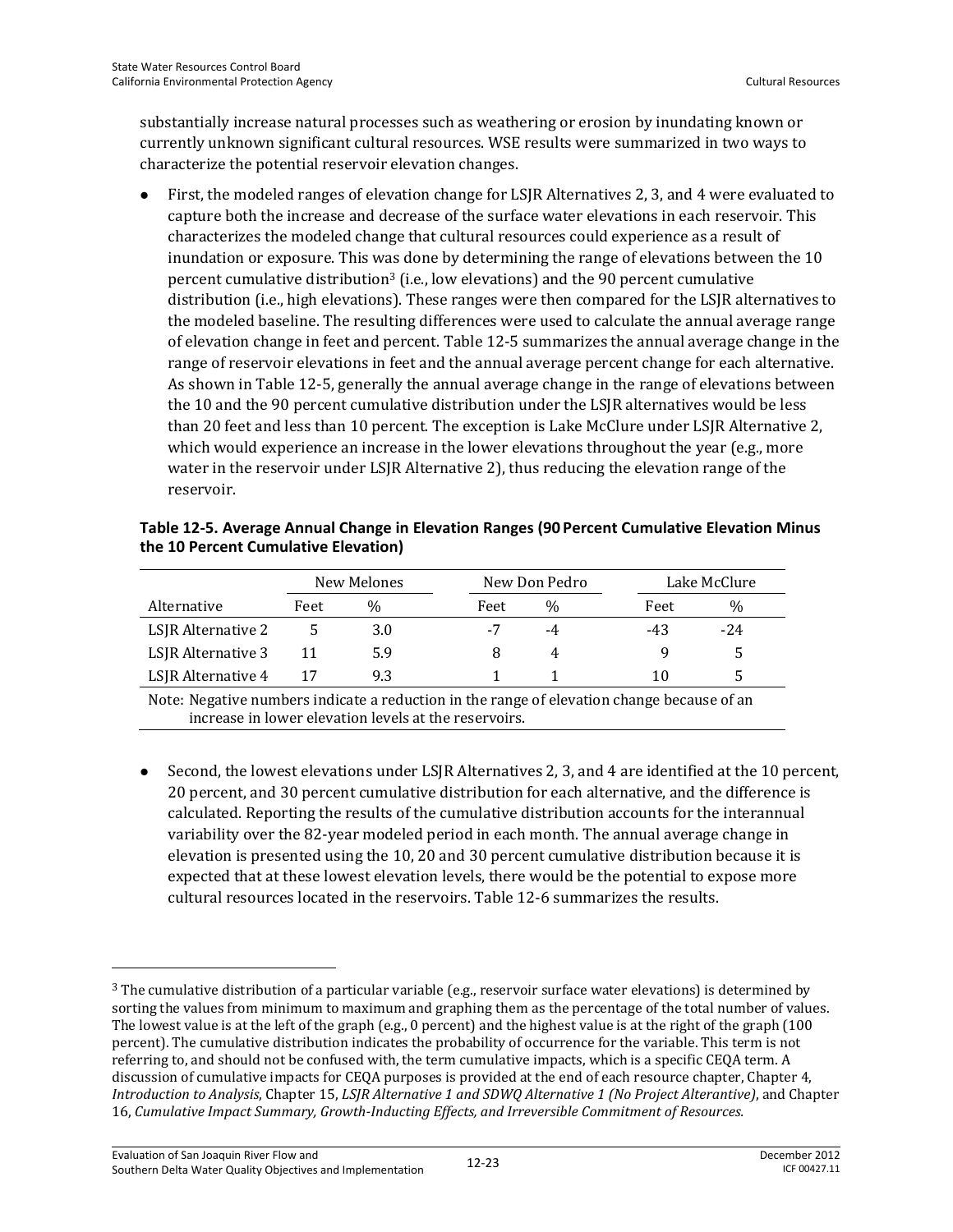substantially increase natural processes such as weathering or erosion by inundating known or currently unknown significant cultural resources. WSE results were summarized in two ways to characterize the potential reservoir elevation changes.

- First, the modeled ranges of elevation change for LSJR Alternatives 2, 3, and 4 were evaluated to capture both the increase and decrease of the surface water elevations in each reservoir. This characterizes the modeled change that cultural resources could experience as a result of inundation or exposure. This was done by determining the range of elevations between the 10 percent cumulative distribution[3] (i.e., low elevations) and the 90 percent cumulative distribution (i.e., high elevations). These ranges were then compared for the LSJR alternatives to the modeled baseline. The resulting differences were used to calculate the annual average range of elevation change in feet and percent. Table 12-5 summarizes the annual average change in the range of reservoir elevations in feet and the annual average percent change for each alternative. As shown in Table 12-5, generally the annual average change in the range of elevations between the 10 and the 90 percent cumulative distribution under the LSJR alternatives would be less than 20 feet and less than 10 percent. The exception is Lake McClure under LSJR Alternative 2, which would experience an increase in the lower elevations throughout the year (e.g., more water in the reservoir under LSJR Alternative 2), thus reducing the elevation range of the reservoir.

**Table 12-5. Average Annual Change in Elevation Ranges (90 Percent Cumulative Elevation Minus the 10 Percent Cumulative Elevation)**

| | New Melones | | New Don Pedro | | Lake McClure | |
|---|---|---|---|---|---|---|
| Alternative | Feet | % | Feet | % | Feet | % |
| LSJR Alternative 2 | 5 | 3.0 | -7 | -4 | -43 | -24 |
| LSJR Alternative 3 | 11 | 5.9 | 8 | 4 | 9 | 5 |
| LSJR Alternative 4 | 17 | 9.3 | 1 | 1 | 10 | 5 |

Note: Negative numbers indicate a reduction in the range of elevation change because of an increase in lower elevation levels at the reservoirs.

- Second, the lowest elevations under LSJR Alternatives 2, 3, and 4 are identified at the 10 percent, 20 percent, and 30 percent cumulative distribution for each alternative, and the difference is calculated. Reporting the results of the cumulative distribution accounts for the interannual variability over the 82-year modeled period in each month. The annual average change in elevation is presented using the 10, 20 and 30 percent cumulative distribution because it is expected that at these lowest elevation levels, there would be the potential to expose more cultural resources located in the reservoirs. Table 12-6 summarizes the results.

---

[3] The cumulative distribution of a particular variable (e.g., reservoir surface water elevations) is determined by sorting the values from minimum to maximum and graphing them as the percentage of the total number of values. The lowest value is at the left of the graph (e.g., 0 percent) and the highest value is at the right of the graph (100 percent). The cumulative distribution indicates the probability of occurrence for the variable. This term is not referring to, and should not be confused with, the term cumulative impacts, which is a specific CEQA term. A discussion of cumulative impacts for CEQA purposes is provided at the end of each resource chapter, Chapter 4, *Introduction to Analysis*, Chapter 15, *LSJR Alternative 1 and SDWQ Alternative 1 (No Project Alterantive)*, and Chapter 16, *Cumulative Impact Summary, Growth-Inducting Effects, and Irreversible Commitment of Resources.*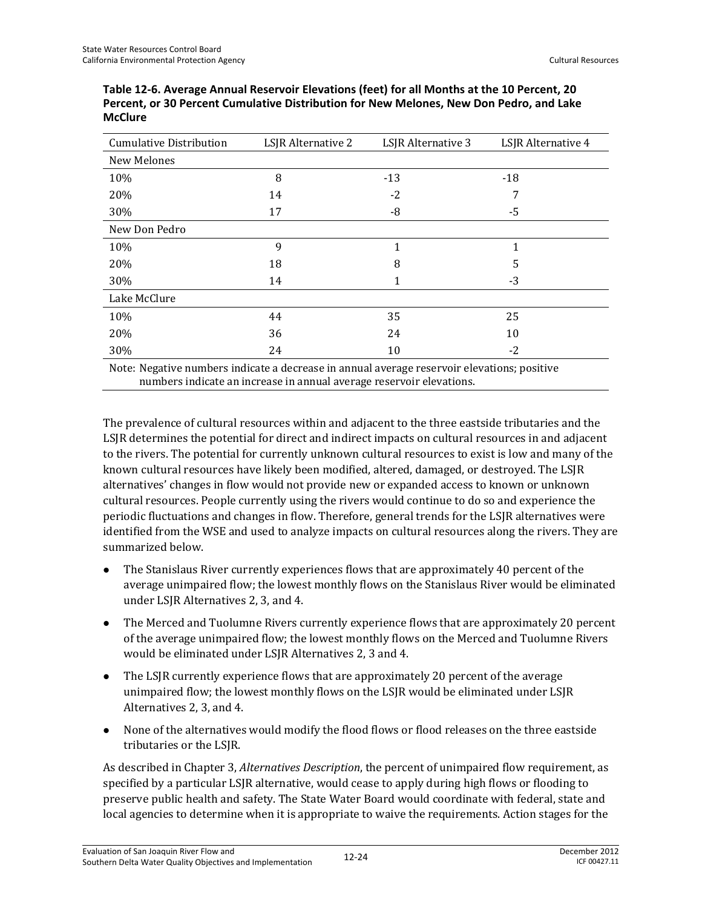**Table 12-6. Average Annual Reservoir Elevations (feet) for all Months at the 10 Percent, 20 Percent, or 30 Percent Cumulative Distribution for New Melones, New Don Pedro, and Lake McClure**

| Cumulative Distribution | LSJR Alternative 2 | LSJR Alternative 3 | LSJR Alternative 4 |
|---|---|---|---|
| New Melones | | | |
| 10% | 8 | -13 | -18 |
| 20% | 14 | -2 | 7 |
| 30% | 17 | -8 | -5 |
| New Don Pedro | | | |
| 10% | 9 | 1 | 1 |
| 20% | 18 | 8 | 5 |
| 30% | 14 | 1 | -3 |
| Lake McClure | | | |
| 10% | 44 | 35 | 25 |
| 20% | 36 | 24 | 10 |
| 30% | 24 | 10 | -2 |

Note: Negative numbers indicate a decrease in annual average reservoir elevations; positive numbers indicate an increase in annual average reservoir elevations.

The prevalence of cultural resources within and adjacent to the three eastside tributaries and the LSJR determines the potential for direct and indirect impacts on cultural resources in and adjacent to the rivers. The potential for currently unknown cultural resources to exist is low and many of the known cultural resources have likely been modified, altered, damaged, or destroyed. The LSJR alternatives' changes in flow would not provide new or expanded access to known or unknown cultural resources. People currently using the rivers would continue to do so and experience the periodic fluctuations and changes in flow. Therefore, general trends for the LSJR alternatives were identified from the WSE and used to analyze impacts on cultural resources along the rivers. They are summarized below.

- The Stanislaus River currently experiences flows that are approximately 40 percent of the average unimpaired flow; the lowest monthly flows on the Stanislaus River would be eliminated under LSJR Alternatives 2, 3, and 4.
- The Merced and Tuolumne Rivers currently experience flows that are approximately 20 percent of the average unimpaired flow; the lowest monthly flows on the Merced and Tuolumne Rivers would be eliminated under LSJR Alternatives 2, 3 and 4.
- The LSJR currently experience flows that are approximately 20 percent of the average unimpaired flow; the lowest monthly flows on the LSJR would be eliminated under LSJR Alternatives 2, 3, and 4.
- None of the alternatives would modify the flood flows or flood releases on the three eastside tributaries or the LSJR.

As described in Chapter 3, *Alternatives Description*, the percent of unimpaired flow requirement, as specified by a particular LSJR alternative, would cease to apply during high flows or flooding to preserve public health and safety. The State Water Board would coordinate with federal, state and local agencies to determine when it is appropriate to waive the requirements. Action stages for the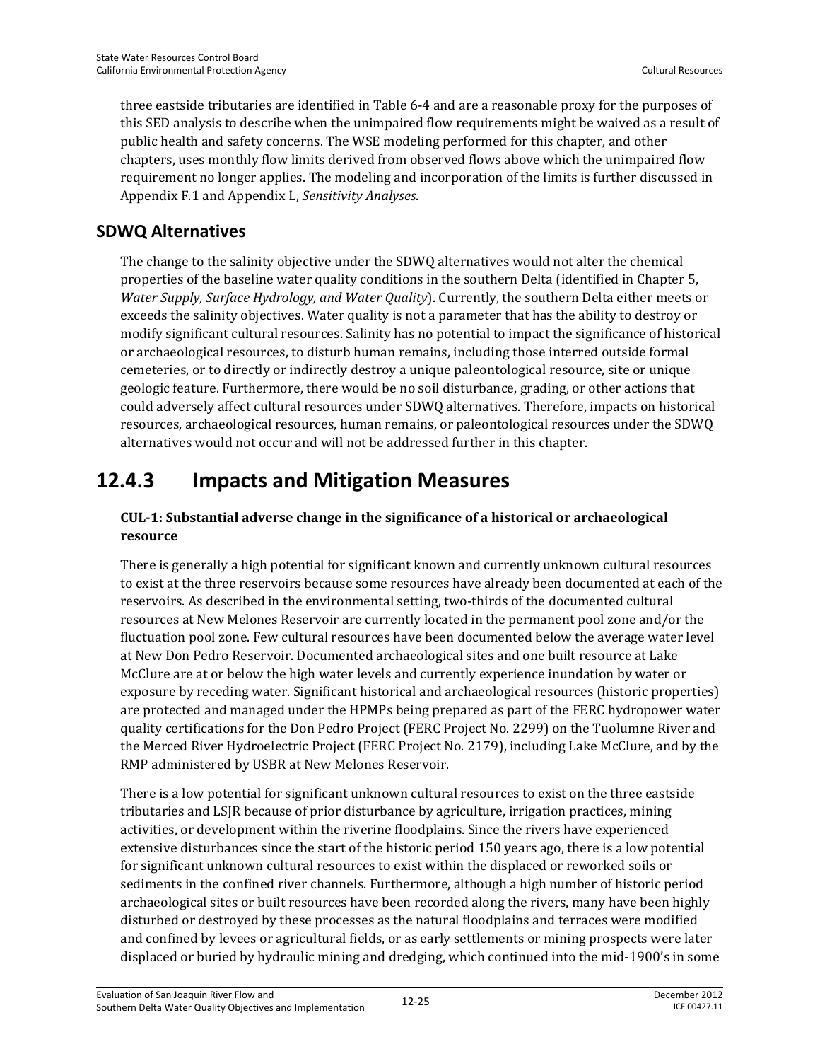three eastside tributaries are identified in Table 6-4 and are a reasonable proxy for the purposes of this SED analysis to describe when the unimpaired flow requirements might be waived as a result of public health and safety concerns. The WSE modeling performed for this chapter, and other chapters, uses monthly flow limits derived from observed flows above which the unimpaired flow requirement no longer applies. The modeling and incorporation of the limits is further discussed in Appendix F.1 and Appendix L, *Sensitivity Analyses*.

## SDWQ Alternatives

The change to the salinity objective under the SDWQ alternatives would not alter the chemical properties of the baseline water quality conditions in the southern Delta (identified in Chapter 5, *Water Supply, Surface Hydrology, and Water Quality*). Currently, the southern Delta either meets or exceeds the salinity objectives. Water quality is not a parameter that has the ability to destroy or modify significant cultural resources. Salinity has no potential to impact the significance of historical or archaeological resources, to disturb human remains, including those interred outside formal cemeteries, or to directly or indirectly destroy a unique paleontological resource, site or unique geologic feature. Furthermore, there would be no soil disturbance, grading, or other actions that could adversely affect cultural resources under SDWQ alternatives. Therefore, impacts on historical resources, archaeological resources, human remains, or paleontological resources under the SDWQ alternatives would not occur and will not be addressed further in this chapter.

# 12.4.3 Impacts and Mitigation Measures

**CUL-1: Substantial adverse change in the significance of a historical or archaeological resource**

There is generally a high potential for significant known and currently unknown cultural resources to exist at the three reservoirs because some resources have already been documented at each of the reservoirs. As described in the environmental setting, two-thirds of the documented cultural resources at New Melones Reservoir are currently located in the permanent pool zone and/or the fluctuation pool zone. Few cultural resources have been documented below the average water level at New Don Pedro Reservoir. Documented archaeological sites and one built resource at Lake McClure are at or below the high water levels and currently experience inundation by water or exposure by receding water. Significant historical and archaeological resources (historic properties) are protected and managed under the HPMPs being prepared as part of the FERC hydropower water quality certifications for the Don Pedro Project (FERC Project No. 2299) on the Tuolumne River and the Merced River Hydroelectric Project (FERC Project No. 2179), including Lake McClure, and by the RMP administered by USBR at New Melones Reservoir.

There is a low potential for significant unknown cultural resources to exist on the three eastside tributaries and LSJR because of prior disturbance by agriculture, irrigation practices, mining activities, or development within the riverine floodplains. Since the rivers have experienced extensive disturbances since the start of the historic period 150 years ago, there is a low potential for significant unknown cultural resources to exist within the displaced or reworked soils or sediments in the confined river channels. Furthermore, although a high number of historic period archaeological sites or built resources have been recorded along the rivers, many have been highly disturbed or destroyed by these processes as the natural floodplains and terraces were modified and confined by levees or agricultural fields, or as early settlements or mining prospects were later displaced or buried by hydraulic mining and dredging, which continued into the mid-1900's in some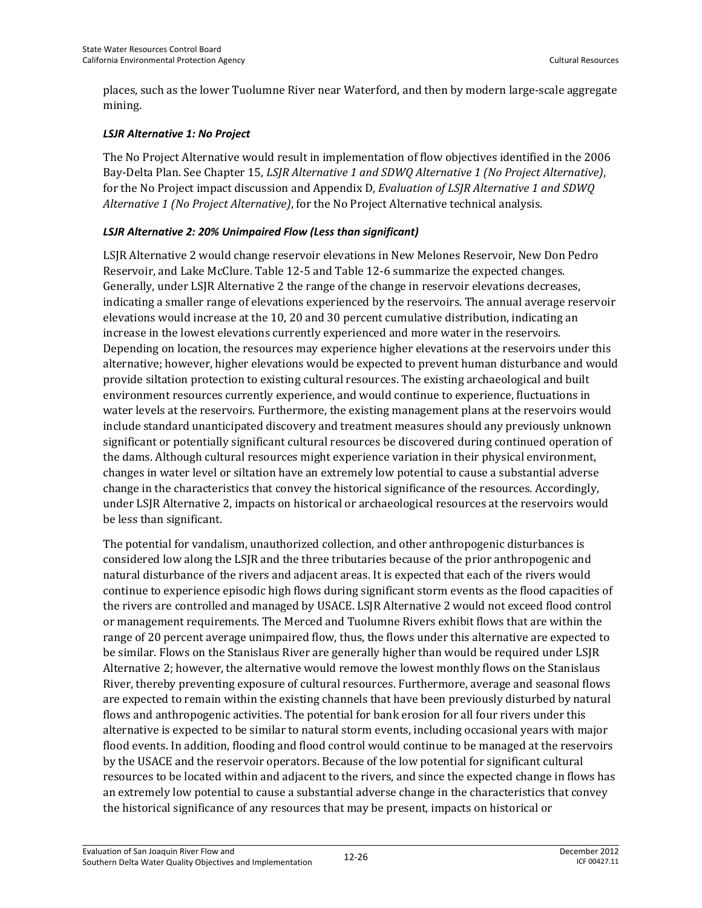places, such as the lower Tuolumne River near Waterford, and then by modern large-scale aggregate mining.

### *LSJR Alternative 1: No Project*

The No Project Alternative would result in implementation of flow objectives identified in the 2006 Bay-Delta Plan. See Chapter 15, *LSJR Alternative 1 and SDWQ Alternative 1 (No Project Alternative)*, for the No Project impact discussion and Appendix D, *Evaluation of LSJR Alternative 1 and SDWQ Alternative 1 (No Project Alternative)*, for the No Project Alternative technical analysis.

### *LSJR Alternative 2: 20% Unimpaired Flow (Less than significant)*

LSJR Alternative 2 would change reservoir elevations in New Melones Reservoir, New Don Pedro Reservoir, and Lake McClure. Table 12-5 and Table 12-6 summarize the expected changes. Generally, under LSJR Alternative 2 the range of the change in reservoir elevations decreases, indicating a smaller range of elevations experienced by the reservoirs. The annual average reservoir elevations would increase at the 10, 20 and 30 percent cumulative distribution, indicating an increase in the lowest elevations currently experienced and more water in the reservoirs. Depending on location, the resources may experience higher elevations at the reservoirs under this alternative; however, higher elevations would be expected to prevent human disturbance and would provide siltation protection to existing cultural resources. The existing archaeological and built environment resources currently experience, and would continue to experience, fluctuations in water levels at the reservoirs. Furthermore, the existing management plans at the reservoirs would include standard unanticipated discovery and treatment measures should any previously unknown significant or potentially significant cultural resources be discovered during continued operation of the dams. Although cultural resources might experience variation in their physical environment, changes in water level or siltation have an extremely low potential to cause a substantial adverse change in the characteristics that convey the historical significance of the resources. Accordingly, under LSJR Alternative 2, impacts on historical or archaeological resources at the reservoirs would be less than significant.

The potential for vandalism, unauthorized collection, and other anthropogenic disturbances is considered low along the LSJR and the three tributaries because of the prior anthropogenic and natural disturbance of the rivers and adjacent areas. It is expected that each of the rivers would continue to experience episodic high flows during significant storm events as the flood capacities of the rivers are controlled and managed by USACE. LSJR Alternative 2 would not exceed flood control or management requirements. The Merced and Tuolumne Rivers exhibit flows that are within the range of 20 percent average unimpaired flow, thus, the flows under this alternative are expected to be similar. Flows on the Stanislaus River are generally higher than would be required under LSJR Alternative 2; however, the alternative would remove the lowest monthly flows on the Stanislaus River, thereby preventing exposure of cultural resources. Furthermore, average and seasonal flows are expected to remain within the existing channels that have been previously disturbed by natural flows and anthropogenic activities. The potential for bank erosion for all four rivers under this alternative is expected to be similar to natural storm events, including occasional years with major flood events. In addition, flooding and flood control would continue to be managed at the reservoirs by the USACE and the reservoir operators. Because of the low potential for significant cultural resources to be located within and adjacent to the rivers, and since the expected change in flows has an extremely low potential to cause a substantial adverse change in the characteristics that convey the historical significance of any resources that may be present, impacts on historical or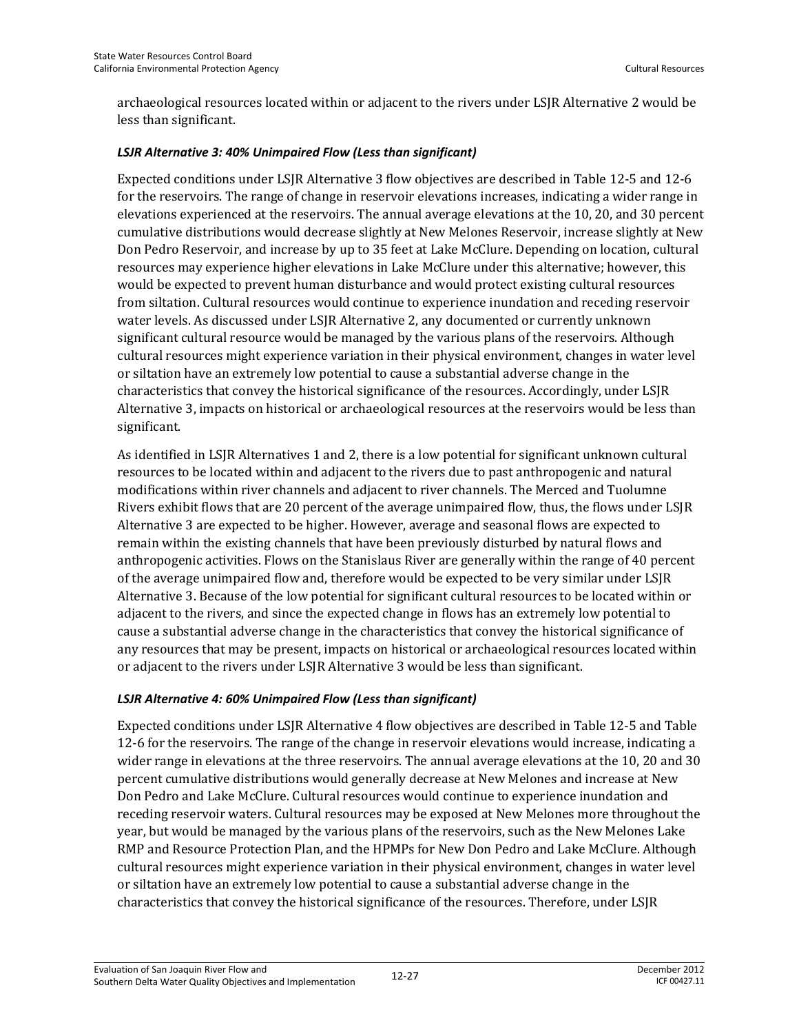archaeological resources located within or adjacent to the rivers under LSJR Alternative 2 would be less than significant.

***LSJR Alternative 3: 40% Unimpaired Flow (Less than significant)***

Expected conditions under LSJR Alternative 3 flow objectives are described in Table 12-5 and 12-6 for the reservoirs. The range of change in reservoir elevations increases, indicating a wider range in elevations experienced at the reservoirs. The annual average elevations at the 10, 20, and 30 percent cumulative distributions would decrease slightly at New Melones Reservoir, increase slightly at New Don Pedro Reservoir, and increase by up to 35 feet at Lake McClure. Depending on location, cultural resources may experience higher elevations in Lake McClure under this alternative; however, this would be expected to prevent human disturbance and would protect existing cultural resources from siltation. Cultural resources would continue to experience inundation and receding reservoir water levels. As discussed under LSJR Alternative 2, any documented or currently unknown significant cultural resource would be managed by the various plans of the reservoirs. Although cultural resources might experience variation in their physical environment, changes in water level or siltation have an extremely low potential to cause a substantial adverse change in the characteristics that convey the historical significance of the resources. Accordingly, under LSJR Alternative 3, impacts on historical or archaeological resources at the reservoirs would be less than significant.

As identified in LSJR Alternatives 1 and 2, there is a low potential for significant unknown cultural resources to be located within and adjacent to the rivers due to past anthropogenic and natural modifications within river channels and adjacent to river channels. The Merced and Tuolumne Rivers exhibit flows that are 20 percent of the average unimpaired flow, thus, the flows under LSJR Alternative 3 are expected to be higher. However, average and seasonal flows are expected to remain within the existing channels that have been previously disturbed by natural flows and anthropogenic activities. Flows on the Stanislaus River are generally within the range of 40 percent of the average unimpaired flow and, therefore would be expected to be very similar under LSJR Alternative 3. Because of the low potential for significant cultural resources to be located within or adjacent to the rivers, and since the expected change in flows has an extremely low potential to cause a substantial adverse change in the characteristics that convey the historical significance of any resources that may be present, impacts on historical or archaeological resources located within or adjacent to the rivers under LSJR Alternative 3 would be less than significant.

***LSJR Alternative 4: 60% Unimpaired Flow (Less than significant)***

Expected conditions under LSJR Alternative 4 flow objectives are described in Table 12-5 and Table 12-6 for the reservoirs. The range of the change in reservoir elevations would increase, indicating a wider range in elevations at the three reservoirs. The annual average elevations at the 10, 20 and 30 percent cumulative distributions would generally decrease at New Melones and increase at New Don Pedro and Lake McClure. Cultural resources would continue to experience inundation and receding reservoir waters. Cultural resources may be exposed at New Melones more throughout the year, but would be managed by the various plans of the reservoirs, such as the New Melones Lake RMP and Resource Protection Plan, and the HPMPs for New Don Pedro and Lake McClure. Although cultural resources might experience variation in their physical environment, changes in water level or siltation have an extremely low potential to cause a substantial adverse change in the characteristics that convey the historical significance of the resources. Therefore, under LSJR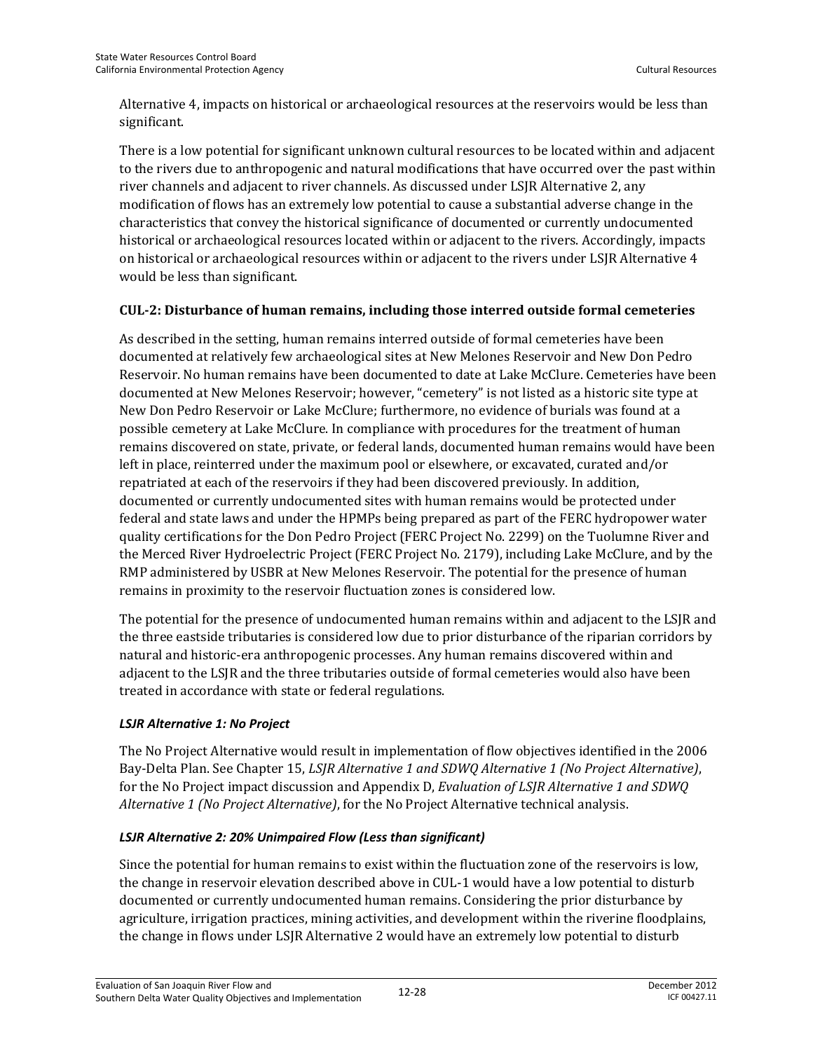Alternative 4, impacts on historical or archaeological resources at the reservoirs would be less than significant.

There is a low potential for significant unknown cultural resources to be located within and adjacent to the rivers due to anthropogenic and natural modifications that have occurred over the past within river channels and adjacent to river channels. As discussed under LSJR Alternative 2, any modification of flows has an extremely low potential to cause a substantial adverse change in the characteristics that convey the historical significance of documented or currently undocumented historical or archaeological resources located within or adjacent to the rivers. Accordingly, impacts on historical or archaeological resources within or adjacent to the rivers under LSJR Alternative 4 would be less than significant.

### CUL-2: Disturbance of human remains, including those interred outside formal cemeteries

As described in the setting, human remains interred outside of formal cemeteries have been documented at relatively few archaeological sites at New Melones Reservoir and New Don Pedro Reservoir. No human remains have been documented to date at Lake McClure. Cemeteries have been documented at New Melones Reservoir; however, "cemetery" is not listed as a historic site type at New Don Pedro Reservoir or Lake McClure; furthermore, no evidence of burials was found at a possible cemetery at Lake McClure. In compliance with procedures for the treatment of human remains discovered on state, private, or federal lands, documented human remains would have been left in place, reinterred under the maximum pool or elsewhere, or excavated, curated and/or repatriated at each of the reservoirs if they had been discovered previously. In addition, documented or currently undocumented sites with human remains would be protected under federal and state laws and under the HPMPs being prepared as part of the FERC hydropower water quality certifications for the Don Pedro Project (FERC Project No. 2299) on the Tuolumne River and the Merced River Hydroelectric Project (FERC Project No. 2179), including Lake McClure, and by the RMP administered by USBR at New Melones Reservoir. The potential for the presence of human remains in proximity to the reservoir fluctuation zones is considered low.

The potential for the presence of undocumented human remains within and adjacent to the LSJR and the three eastside tributaries is considered low due to prior disturbance of the riparian corridors by natural and historic-era anthropogenic processes. Any human remains discovered within and adjacent to the LSJR and the three tributaries outside of formal cemeteries would also have been treated in accordance with state or federal regulations.

#### *LSJR Alternative 1: No Project*

The No Project Alternative would result in implementation of flow objectives identified in the 2006 Bay-Delta Plan. See Chapter 15, *LSJR Alternative 1 and SDWQ Alternative 1 (No Project Alternative)*, for the No Project impact discussion and Appendix D, *Evaluation of LSJR Alternative 1 and SDWQ Alternative 1 (No Project Alternative)*, for the No Project Alternative technical analysis.

#### *LSJR Alternative 2: 20% Unimpaired Flow (Less than significant)*

Since the potential for human remains to exist within the fluctuation zone of the reservoirs is low, the change in reservoir elevation described above in CUL-1 would have a low potential to disturb documented or currently undocumented human remains. Considering the prior disturbance by agriculture, irrigation practices, mining activities, and development within the riverine floodplains, the change in flows under LSJR Alternative 2 would have an extremely low potential to disturb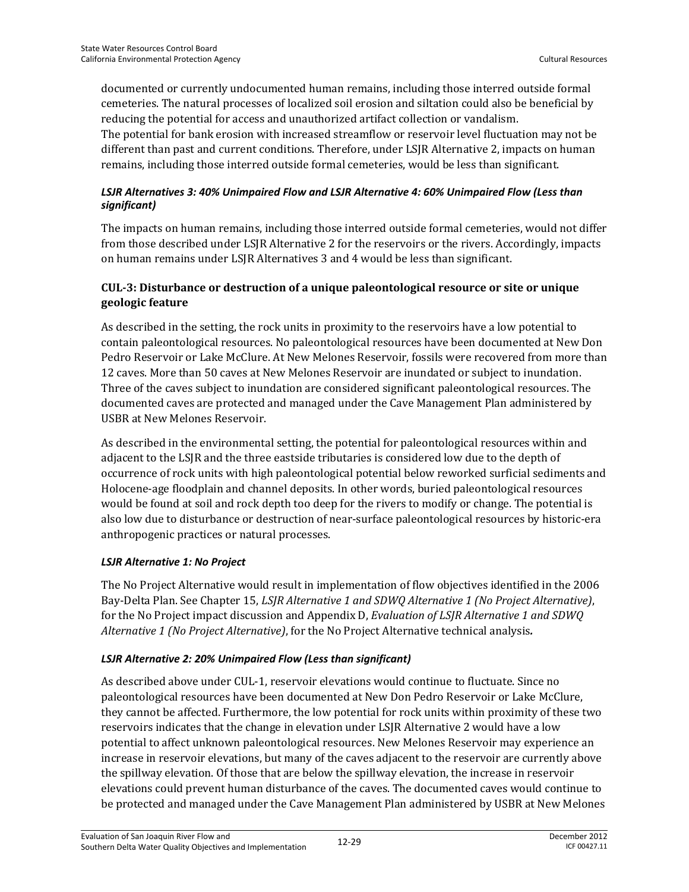documented or currently undocumented human remains, including those interred outside formal cemeteries. The natural processes of localized soil erosion and siltation could also be beneficial by reducing the potential for access and unauthorized artifact collection or vandalism.
The potential for bank erosion with increased streamflow or reservoir level fluctuation may not be different than past and current conditions. Therefore, under LSJR Alternative 2, impacts on human remains, including those interred outside formal cemeteries, would be less than significant.

#### *LSJR Alternatives 3: 40% Unimpaired Flow and LSJR Alternative 4: 60% Unimpaired Flow (Less than significant)*

The impacts on human remains, including those interred outside formal cemeteries, would not differ from those described under LSJR Alternative 2 for the reservoirs or the rivers. Accordingly, impacts on human remains under LSJR Alternatives 3 and 4 would be less than significant.

### CUL-3: Disturbance or destruction of a unique paleontological resource or site or unique geologic feature

As described in the setting, the rock units in proximity to the reservoirs have a low potential to contain paleontological resources. No paleontological resources have been documented at New Don Pedro Reservoir or Lake McClure. At New Melones Reservoir, fossils were recovered from more than 12 caves. More than 50 caves at New Melones Reservoir are inundated or subject to inundation. Three of the caves subject to inundation are considered significant paleontological resources. The documented caves are protected and managed under the Cave Management Plan administered by USBR at New Melones Reservoir.

As described in the environmental setting, the potential for paleontological resources within and adjacent to the LSJR and the three eastside tributaries is considered low due to the depth of occurrence of rock units with high paleontological potential below reworked surficial sediments and Holocene-age floodplain and channel deposits. In other words, buried paleontological resources would be found at soil and rock depth too deep for the rivers to modify or change. The potential is also low due to disturbance or destruction of near-surface paleontological resources by historic-era anthropogenic practices or natural processes.

#### *LSJR Alternative 1: No Project*

The No Project Alternative would result in implementation of flow objectives identified in the 2006 Bay-Delta Plan. See Chapter 15, *LSJR Alternative 1 and SDWQ Alternative 1 (No Project Alternative)*, for the No Project impact discussion and Appendix D, *Evaluation of LSJR Alternative 1 and SDWQ Alternative 1 (No Project Alternative)*, for the No Project Alternative technical analysis.

#### *LSJR Alternative 2: 20% Unimpaired Flow (Less than significant)*

As described above under CUL-1, reservoir elevations would continue to fluctuate. Since no paleontological resources have been documented at New Don Pedro Reservoir or Lake McClure, they cannot be affected. Furthermore, the low potential for rock units within proximity of these two reservoirs indicates that the change in elevation under LSJR Alternative 2 would have a low potential to affect unknown paleontological resources. New Melones Reservoir may experience an increase in reservoir elevations, but many of the caves adjacent to the reservoir are currently above the spillway elevation. Of those that are below the spillway elevation, the increase in reservoir elevations could prevent human disturbance of the caves. The documented caves would continue to be protected and managed under the Cave Management Plan administered by USBR at New Melones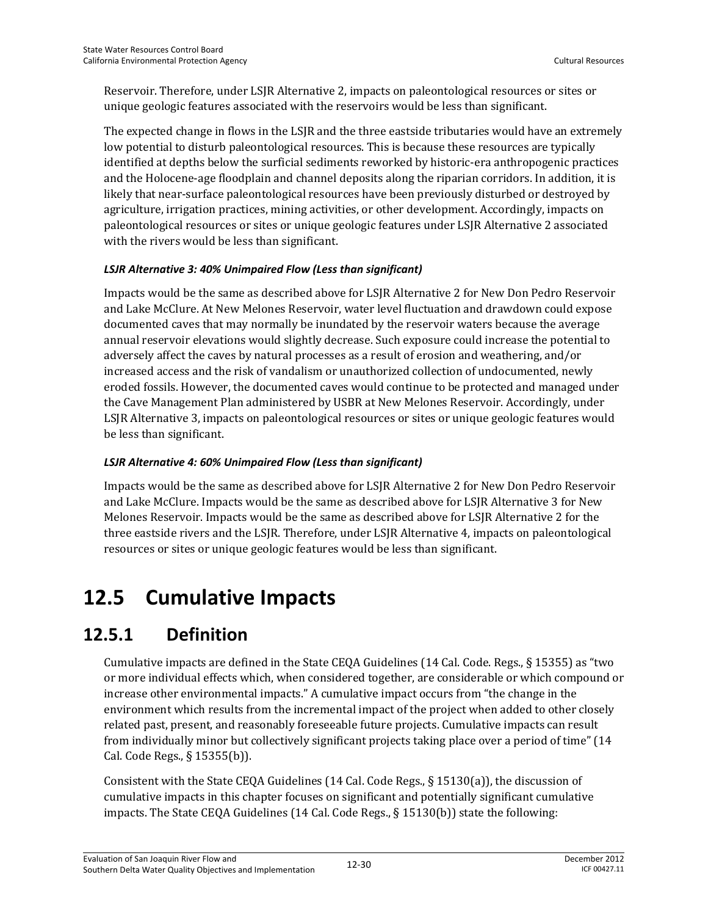Reservoir. Therefore, under LSJR Alternative 2, impacts on paleontological resources or sites or unique geologic features associated with the reservoirs would be less than significant.

The expected change in flows in the LSJR and the three eastside tributaries would have an extremely low potential to disturb paleontological resources. This is because these resources are typically identified at depths below the surficial sediments reworked by historic-era anthropogenic practices and the Holocene-age floodplain and channel deposits along the riparian corridors. In addition, it is likely that near-surface paleontological resources have been previously disturbed or destroyed by agriculture, irrigation practices, mining activities, or other development. Accordingly, impacts on paleontological resources or sites or unique geologic features under LSJR Alternative 2 associated with the rivers would be less than significant.

***LSJR Alternative 3: 40% Unimpaired Flow (Less than significant)***

Impacts would be the same as described above for LSJR Alternative 2 for New Don Pedro Reservoir and Lake McClure. At New Melones Reservoir, water level fluctuation and drawdown could expose documented caves that may normally be inundated by the reservoir waters because the average annual reservoir elevations would slightly decrease. Such exposure could increase the potential to adversely affect the caves by natural processes as a result of erosion and weathering, and/or increased access and the risk of vandalism or unauthorized collection of undocumented, newly eroded fossils. However, the documented caves would continue to be protected and managed under the Cave Management Plan administered by USBR at New Melones Reservoir. Accordingly, under LSJR Alternative 3, impacts on paleontological resources or sites or unique geologic features would be less than significant.

***LSJR Alternative 4: 60% Unimpaired Flow (Less than significant)***

Impacts would be the same as described above for LSJR Alternative 2 for New Don Pedro Reservoir and Lake McClure. Impacts would be the same as described above for LSJR Alternative 3 for New Melones Reservoir. Impacts would be the same as described above for LSJR Alternative 2 for the three eastside rivers and the LSJR. Therefore, under LSJR Alternative 4, impacts on paleontological resources or sites or unique geologic features would be less than significant.

# 12.5 Cumulative Impacts

## 12.5.1 Definition

Cumulative impacts are defined in the State CEQA Guidelines (14 Cal. Code. Regs., § 15355) as "two or more individual effects which, when considered together, are considerable or which compound or increase other environmental impacts." A cumulative impact occurs from "the change in the environment which results from the incremental impact of the project when added to other closely related past, present, and reasonably foreseeable future projects. Cumulative impacts can result from individually minor but collectively significant projects taking place over a period of time" (14 Cal. Code Regs., § 15355(b)).

Consistent with the State CEQA Guidelines (14 Cal. Code Regs., § 15130(a)), the discussion of cumulative impacts in this chapter focuses on significant and potentially significant cumulative impacts. The State CEQA Guidelines (14 Cal. Code Regs., § 15130(b)) state the following: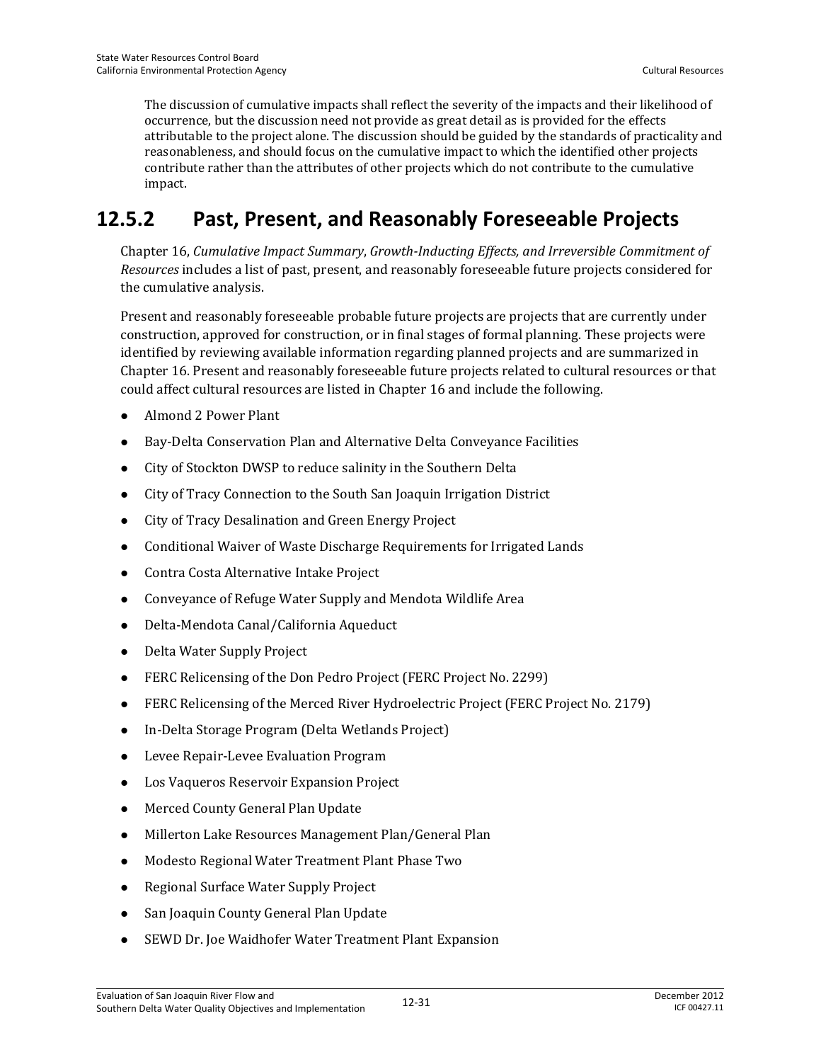The discussion of cumulative impacts shall reflect the severity of the impacts and their likelihood of occurrence, but the discussion need not provide as great detail as is provided for the effects attributable to the project alone. The discussion should be guided by the standards of practicality and reasonableness, and should focus on the cumulative impact to which the identified other projects contribute rather than the attributes of other projects which do not contribute to the cumulative impact.

## 12.5.2 Past, Present, and Reasonably Foreseeable Projects

Chapter 16, *Cumulative Impact Summary, Growth-Inducting Effects, and Irreversible Commitment of Resources* includes a list of past, present, and reasonably foreseeable future projects considered for the cumulative analysis.

Present and reasonably foreseeable probable future projects are projects that are currently under construction, approved for construction, or in final stages of formal planning. These projects were identified by reviewing available information regarding planned projects and are summarized in Chapter 16. Present and reasonably foreseeable future projects related to cultural resources or that could affect cultural resources are listed in Chapter 16 and include the following.

- Almond 2 Power Plant
- Bay-Delta Conservation Plan and Alternative Delta Conveyance Facilities
- City of Stockton DWSP to reduce salinity in the Southern Delta
- City of Tracy Connection to the South San Joaquin Irrigation District
- City of Tracy Desalination and Green Energy Project
- Conditional Waiver of Waste Discharge Requirements for Irrigated Lands
- Contra Costa Alternative Intake Project
- Conveyance of Refuge Water Supply and Mendota Wildlife Area
- Delta-Mendota Canal/California Aqueduct
- Delta Water Supply Project
- FERC Relicensing of the Don Pedro Project (FERC Project No. 2299)
- FERC Relicensing of the Merced River Hydroelectric Project (FERC Project No. 2179)
- In-Delta Storage Program (Delta Wetlands Project)
- Levee Repair-Levee Evaluation Program
- Los Vaqueros Reservoir Expansion Project
- Merced County General Plan Update
- Millerton Lake Resources Management Plan/General Plan
- Modesto Regional Water Treatment Plant Phase Two
- Regional Surface Water Supply Project
- San Joaquin County General Plan Update
- SEWD Dr. Joe Waidhofer Water Treatment Plant Expansion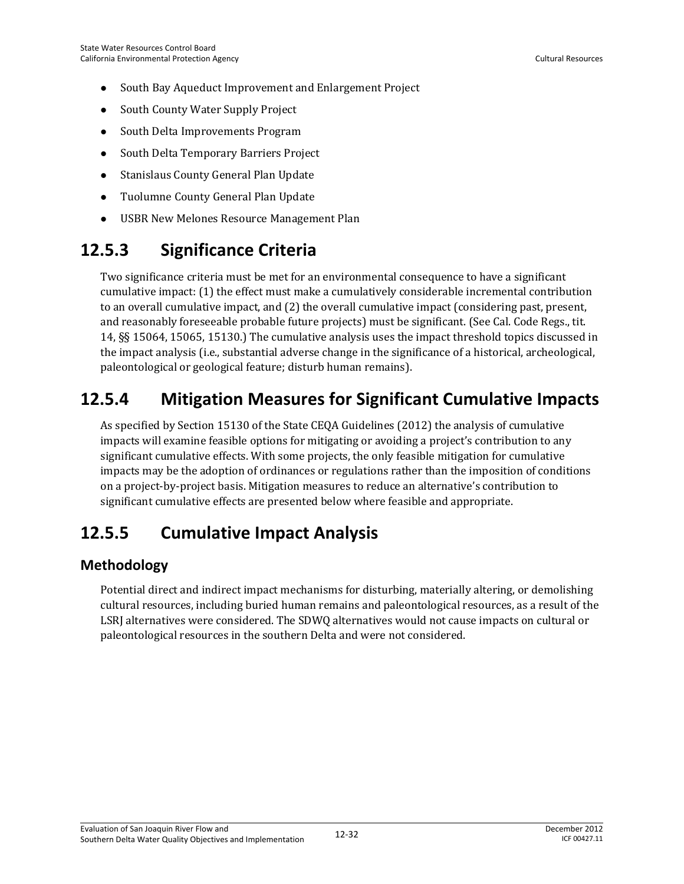- South Bay Aqueduct Improvement and Enlargement Project
- South County Water Supply Project
- South Delta Improvements Program
- South Delta Temporary Barriers Project
- Stanislaus County General Plan Update
- Tuolumne County General Plan Update
- USBR New Melones Resource Management Plan

## 12.5.3 Significance Criteria

Two significance criteria must be met for an environmental consequence to have a significant cumulative impact: (1) the effect must make a cumulatively considerable incremental contribution to an overall cumulative impact, and (2) the overall cumulative impact (considering past, present, and reasonably foreseeable probable future projects) must be significant. (See Cal. Code Regs., tit. 14, §§ 15064, 15065, 15130.) The cumulative analysis uses the impact threshold topics discussed in the impact analysis (i.e., substantial adverse change in the significance of a historical, archeological, paleontological or geological feature; disturb human remains).

## 12.5.4 Mitigation Measures for Significant Cumulative Impacts

As specified by Section 15130 of the State CEQA Guidelines (2012) the analysis of cumulative impacts will examine feasible options for mitigating or avoiding a project's contribution to any significant cumulative effects. With some projects, the only feasible mitigation for cumulative impacts may be the adoption of ordinances or regulations rather than the imposition of conditions on a project-by-project basis. Mitigation measures to reduce an alternative's contribution to significant cumulative effects are presented below where feasible and appropriate.

## 12.5.5 Cumulative Impact Analysis

### Methodology

Potential direct and indirect impact mechanisms for disturbing, materially altering, or demolishing cultural resources, including buried human remains and paleontological resources, as a result of the LSRJ alternatives were considered. The SDWQ alternatives would not cause impacts on cultural or paleontological resources in the southern Delta and were not considered.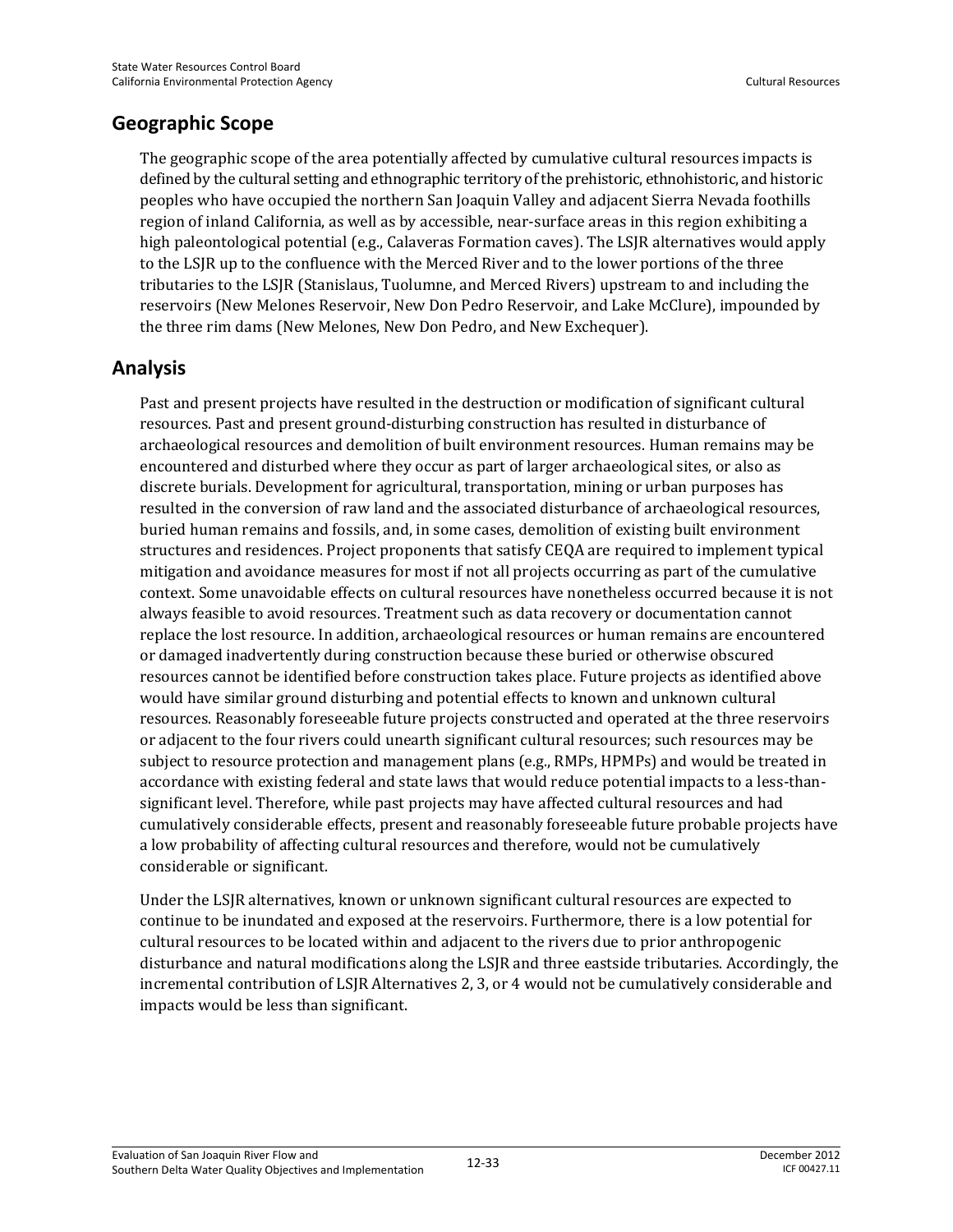## Geographic Scope

The geographic scope of the area potentially affected by cumulative cultural resources impacts is defined by the cultural setting and ethnographic territory of the prehistoric, ethnohistoric, and historic peoples who have occupied the northern San Joaquin Valley and adjacent Sierra Nevada foothills region of inland California, as well as by accessible, near-surface areas in this region exhibiting a high paleontological potential (e.g., Calaveras Formation caves). The LSJR alternatives would apply to the LSJR up to the confluence with the Merced River and to the lower portions of the three tributaries to the LSJR (Stanislaus, Tuolumne, and Merced Rivers) upstream to and including the reservoirs (New Melones Reservoir, New Don Pedro Reservoir, and Lake McClure), impounded by the three rim dams (New Melones, New Don Pedro, and New Exchequer).

## Analysis

Past and present projects have resulted in the destruction or modification of significant cultural resources. Past and present ground-disturbing construction has resulted in disturbance of archaeological resources and demolition of built environment resources. Human remains may be encountered and disturbed where they occur as part of larger archaeological sites, or also as discrete burials. Development for agricultural, transportation, mining or urban purposes has resulted in the conversion of raw land and the associated disturbance of archaeological resources, buried human remains and fossils, and, in some cases, demolition of existing built environment structures and residences. Project proponents that satisfy CEQA are required to implement typical mitigation and avoidance measures for most if not all projects occurring as part of the cumulative context. Some unavoidable effects on cultural resources have nonetheless occurred because it is not always feasible to avoid resources. Treatment such as data recovery or documentation cannot replace the lost resource. In addition, archaeological resources or human remains are encountered or damaged inadvertently during construction because these buried or otherwise obscured resources cannot be identified before construction takes place. Future projects as identified above would have similar ground disturbing and potential effects to known and unknown cultural resources. Reasonably foreseeable future projects constructed and operated at the three reservoirs or adjacent to the four rivers could unearth significant cultural resources; such resources may be subject to resource protection and management plans (e.g., RMPs, HPMPs) and would be treated in accordance with existing federal and state laws that would reduce potential impacts to a less-than-significant level. Therefore, while past projects may have affected cultural resources and had cumulatively considerable effects, present and reasonably foreseeable future probable projects have a low probability of affecting cultural resources and therefore, would not be cumulatively considerable or significant.

Under the LSJR alternatives, known or unknown significant cultural resources are expected to continue to be inundated and exposed at the reservoirs. Furthermore, there is a low potential for cultural resources to be located within and adjacent to the rivers due to prior anthropogenic disturbance and natural modifications along the LSJR and three eastside tributaries. Accordingly, the incremental contribution of LSJR Alternatives 2, 3, or 4 would not be cumulatively considerable and impacts would be less than significant.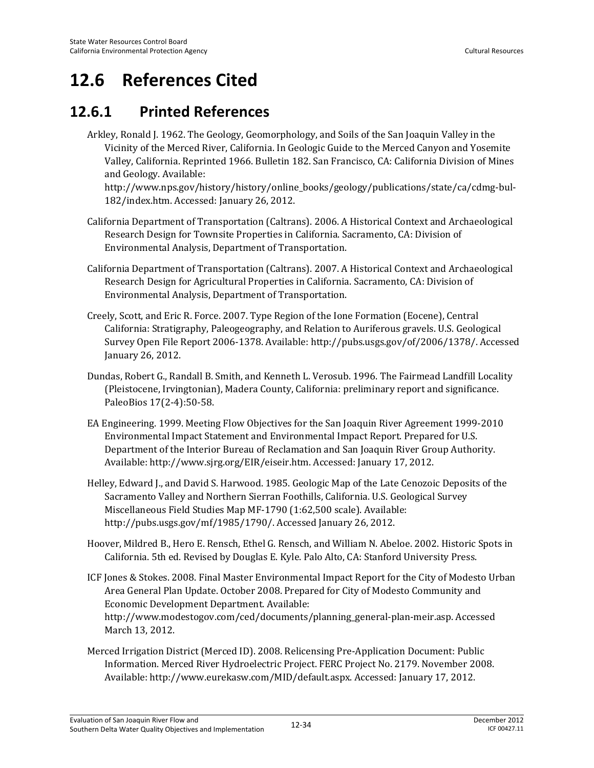# 12.6 References Cited

## 12.6.1 Printed References

Arkley, Ronald J. 1962. The Geology, Geomorphology, and Soils of the San Joaquin Valley in the Vicinity of the Merced River, California. In Geologic Guide to the Merced Canyon and Yosemite Valley, California. Reprinted 1966. Bulletin 182. San Francisco, CA: California Division of Mines and Geology. Available: http://www.nps.gov/history/history/online_books/geology/publications/state/ca/cdmg-bul-182/index.htm. Accessed: January 26, 2012.

California Department of Transportation (Caltrans). 2006. A Historical Context and Archaeological Research Design for Townsite Properties in California. Sacramento, CA: Division of Environmental Analysis, Department of Transportation.

California Department of Transportation (Caltrans). 2007. A Historical Context and Archaeological Research Design for Agricultural Properties in California. Sacramento, CA: Division of Environmental Analysis, Department of Transportation.

Creely, Scott, and Eric R. Force. 2007. Type Region of the Ione Formation (Eocene), Central California: Stratigraphy, Paleogeography, and Relation to Auriferous gravels. U.S. Geological Survey Open File Report 2006-1378. Available: http://pubs.usgs.gov/of/2006/1378/. Accessed January 26, 2012.

Dundas, Robert G., Randall B. Smith, and Kenneth L. Verosub. 1996. The Fairmead Landfill Locality (Pleistocene, Irvingtonian), Madera County, California: preliminary report and significance. PaleoBios 17(2-4):50-58.

EA Engineering. 1999. Meeting Flow Objectives for the San Joaquin River Agreement 1999-2010 Environmental Impact Statement and Environmental Impact Report. Prepared for U.S. Department of the Interior Bureau of Reclamation and San Joaquin River Group Authority. Available: http://www.sjrg.org/EIR/eiseir.htm. Accessed: January 17, 2012.

Helley, Edward J., and David S. Harwood. 1985. Geologic Map of the Late Cenozoic Deposits of the Sacramento Valley and Northern Sierran Foothills, California. U.S. Geological Survey Miscellaneous Field Studies Map MF-1790 (1:62,500 scale). Available: http://pubs.usgs.gov/mf/1985/1790/. Accessed January 26, 2012.

Hoover, Mildred B., Hero E. Rensch, Ethel G. Rensch, and William N. Abeloe. 2002. Historic Spots in California. 5th ed. Revised by Douglas E. Kyle. Palo Alto, CA: Stanford University Press.

ICF Jones & Stokes. 2008. Final Master Environmental Impact Report for the City of Modesto Urban Area General Plan Update. October 2008. Prepared for City of Modesto Community and Economic Development Department. Available: http://www.modestogov.com/ced/documents/planning_general-plan-meir.asp. Accessed March 13, 2012.

Merced Irrigation District (Merced ID). 2008. Relicensing Pre-Application Document: Public Information. Merced River Hydroelectric Project. FERC Project No. 2179. November 2008. Available: http://www.eurekasw.com/MID/default.aspx. Accessed: January 17, 2012.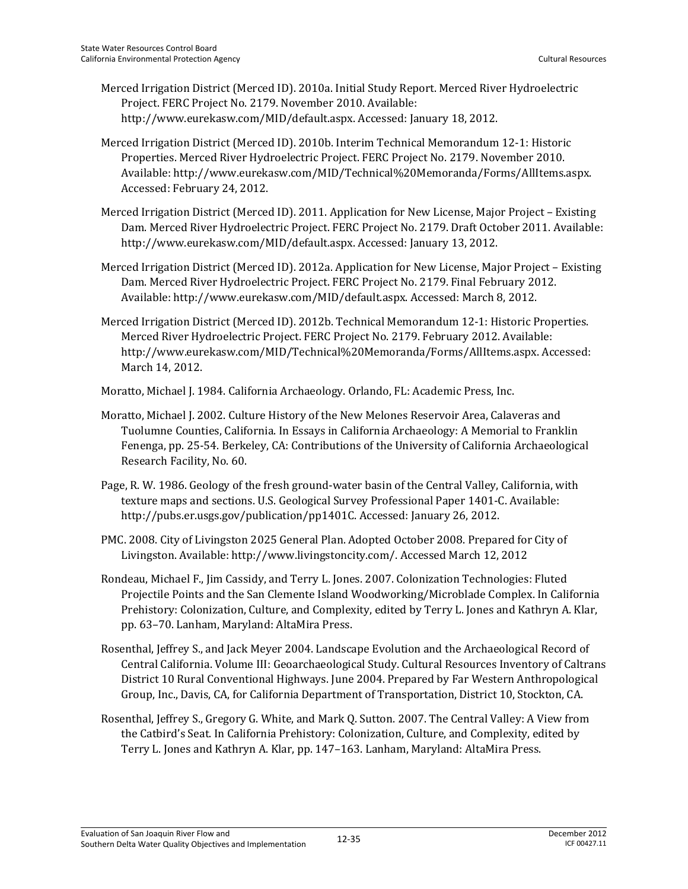Merced Irrigation District (Merced ID). 2010a. Initial Study Report. Merced River Hydroelectric Project. FERC Project No. 2179. November 2010. Available: http://www.eurekasw.com/MID/default.aspx. Accessed: January 18, 2012.

Merced Irrigation District (Merced ID). 2010b. Interim Technical Memorandum 12-1: Historic Properties. Merced River Hydroelectric Project. FERC Project No. 2179. November 2010. Available: http://www.eurekasw.com/MID/Technical%20Memoranda/Forms/AllItems.aspx. Accessed: February 24, 2012.

Merced Irrigation District (Merced ID). 2011. Application for New License, Major Project – Existing Dam. Merced River Hydroelectric Project. FERC Project No. 2179. Draft October 2011. Available: http://www.eurekasw.com/MID/default.aspx. Accessed: January 13, 2012.

Merced Irrigation District (Merced ID). 2012a. Application for New License, Major Project – Existing Dam. Merced River Hydroelectric Project. FERC Project No. 2179. Final February 2012. Available: http://www.eurekasw.com/MID/default.aspx. Accessed: March 8, 2012.

Merced Irrigation District (Merced ID). 2012b. Technical Memorandum 12-1: Historic Properties. Merced River Hydroelectric Project. FERC Project No. 2179. February 2012. Available: http://www.eurekasw.com/MID/Technical%20Memoranda/Forms/AllItems.aspx. Accessed: March 14, 2012.

Moratto, Michael J. 1984. California Archaeology. Orlando, FL: Academic Press, Inc.

Moratto, Michael J. 2002. Culture History of the New Melones Reservoir Area, Calaveras and Tuolumne Counties, California. In Essays in California Archaeology: A Memorial to Franklin Fenenga, pp. 25-54. Berkeley, CA: Contributions of the University of California Archaeological Research Facility, No. 60.

Page, R. W. 1986. Geology of the fresh ground-water basin of the Central Valley, California, with texture maps and sections. U.S. Geological Survey Professional Paper 1401-C. Available: http://pubs.er.usgs.gov/publication/pp1401C. Accessed: January 26, 2012.

PMC. 2008. City of Livingston 2025 General Plan. Adopted October 2008. Prepared for City of Livingston. Available: http://www.livingstoncity.com/. Accessed March 12, 2012

Rondeau, Michael F., Jim Cassidy, and Terry L. Jones. 2007. Colonization Technologies: Fluted Projectile Points and the San Clemente Island Woodworking/Microblade Complex. In California Prehistory: Colonization, Culture, and Complexity, edited by Terry L. Jones and Kathryn A. Klar, pp. 63–70. Lanham, Maryland: AltaMira Press.

Rosenthal, Jeffrey S., and Jack Meyer 2004. Landscape Evolution and the Archaeological Record of Central California. Volume III: Geoarchaeological Study. Cultural Resources Inventory of Caltrans District 10 Rural Conventional Highways. June 2004. Prepared by Far Western Anthropological Group, Inc., Davis, CA, for California Department of Transportation, District 10, Stockton, CA.

Rosenthal, Jeffrey S., Gregory G. White, and Mark Q. Sutton. 2007. The Central Valley: A View from the Catbird's Seat. In California Prehistory: Colonization, Culture, and Complexity, edited by Terry L. Jones and Kathryn A. Klar, pp. 147–163. Lanham, Maryland: AltaMira Press.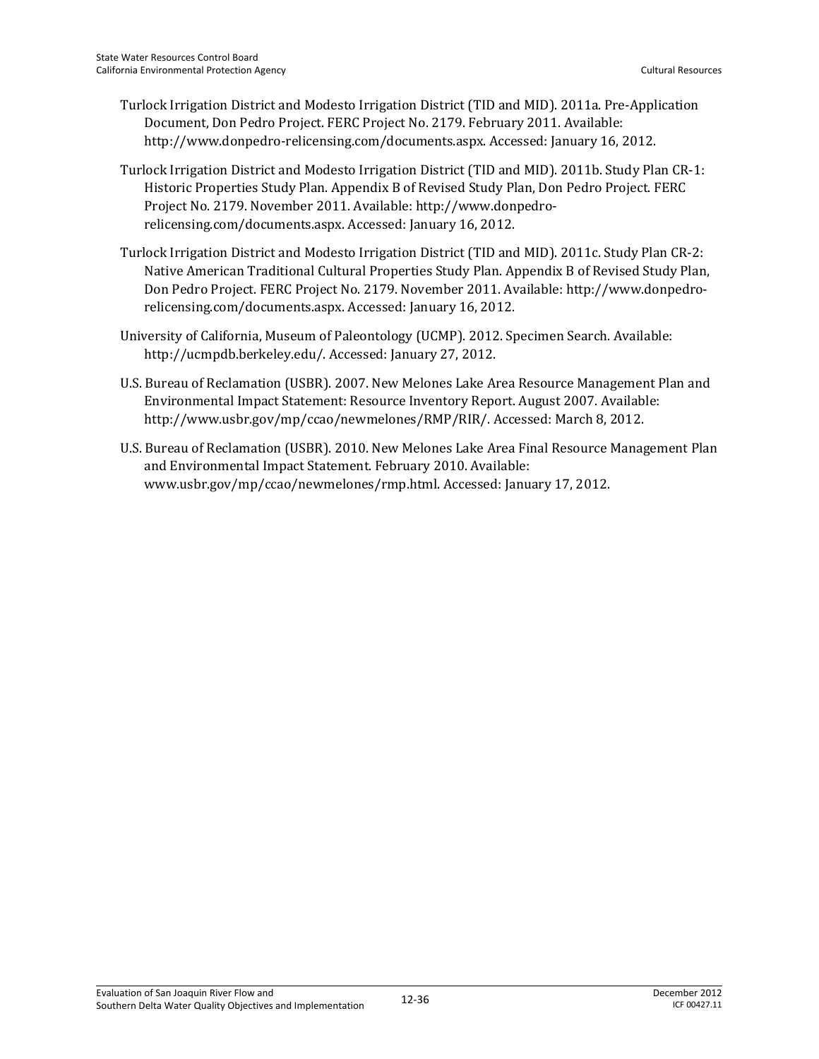Turlock Irrigation District and Modesto Irrigation District (TID and MID). 2011a. Pre-Application Document, Don Pedro Project. FERC Project No. 2179. February 2011. Available: http://www.donpedro-relicensing.com/documents.aspx. Accessed: January 16, 2012.

Turlock Irrigation District and Modesto Irrigation District (TID and MID). 2011b. Study Plan CR-1: Historic Properties Study Plan. Appendix B of Revised Study Plan, Don Pedro Project. FERC Project No. 2179. November 2011. Available: http://www.donpedro-relicensing.com/documents.aspx. Accessed: January 16, 2012.

Turlock Irrigation District and Modesto Irrigation District (TID and MID). 2011c. Study Plan CR-2: Native American Traditional Cultural Properties Study Plan. Appendix B of Revised Study Plan, Don Pedro Project. FERC Project No. 2179. November 2011. Available: http://www.donpedro-relicensing.com/documents.aspx. Accessed: January 16, 2012.

University of California, Museum of Paleontology (UCMP). 2012. Specimen Search. Available: http://ucmpdb.berkeley.edu/. Accessed: January 27, 2012.

U.S. Bureau of Reclamation (USBR). 2007. New Melones Lake Area Resource Management Plan and Environmental Impact Statement: Resource Inventory Report. August 2007. Available: http://www.usbr.gov/mp/ccao/newmelones/RMP/RIR/. Accessed: March 8, 2012.

U.S. Bureau of Reclamation (USBR). 2010. New Melones Lake Area Final Resource Management Plan and Environmental Impact Statement. February 2010. Available: www.usbr.gov/mp/ccao/newmelones/rmp.html. Accessed: January 17, 2012.